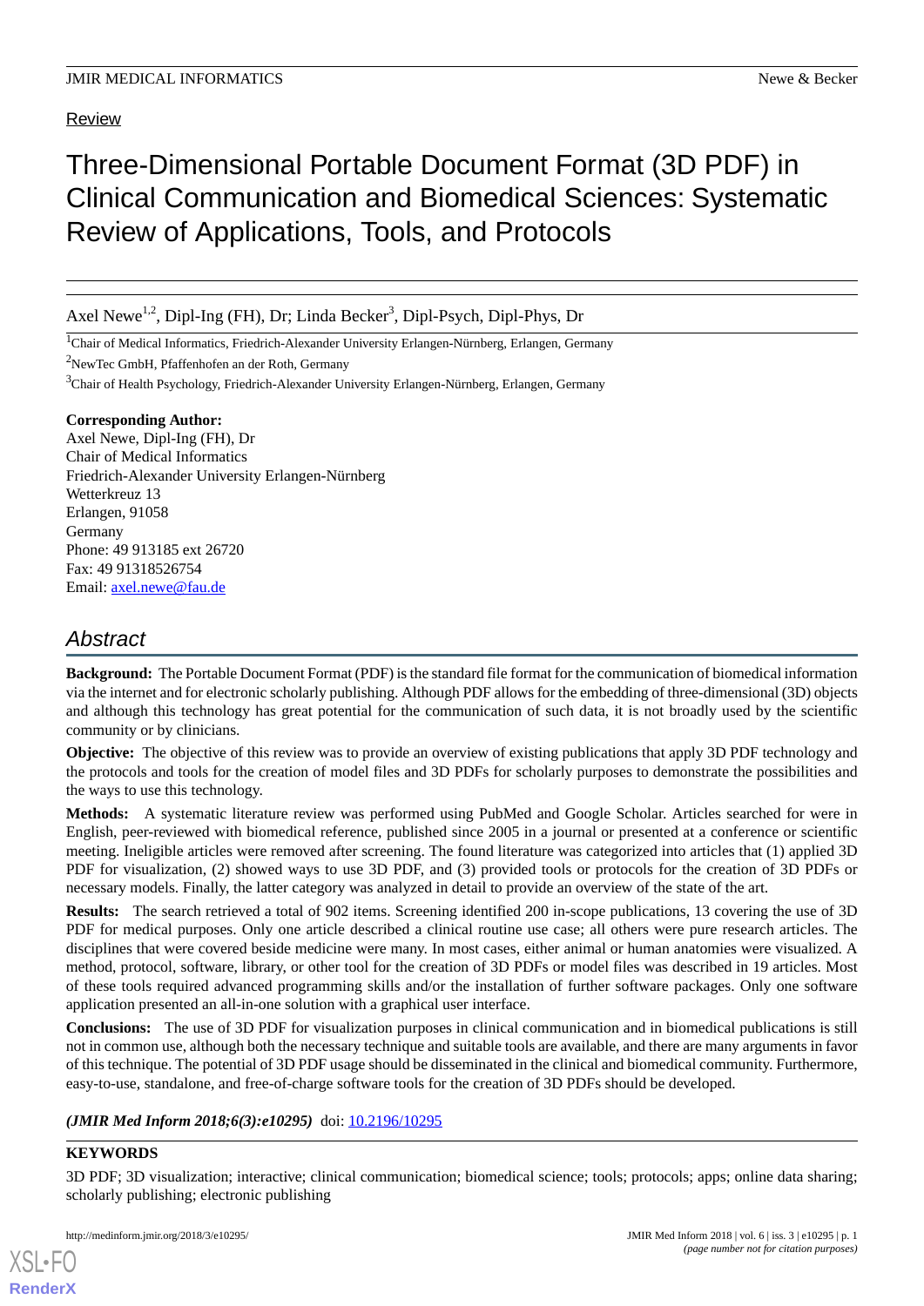Review

# Three-Dimensional Portable Document Format (3D PDF) in Clinical Communication and Biomedical Sciences: Systematic Review of Applications, Tools, and Protocols

Axel Newe[1,2], Dipl-Ing (FH), Dr; Linda Becker[3], Dipl-Psych, Dipl-Phys, Dr

[1]Chair of Medical Informatics, Friedrich-Alexander University Erlangen-Nürnberg, Erlangen, Germany

[2]NewTec GmbH, Pfaffenhofen an der Roth, Germany

[3]Chair of Health Psychology, Friedrich-Alexander University Erlangen-Nürnberg, Erlangen, Germany

**Corresponding Author:**
Axel Newe, Dipl-Ing (FH), Dr
Chair of Medical Informatics
Friedrich-Alexander University Erlangen-Nürnberg
Wetterkreuz 13
Erlangen, 91058
Germany
Phone: 49 913185 ext 26720
Fax: 49 91318526754
Email: axel.newe@fau.de

## Abstract

**Background:** The Portable Document Format (PDF) is the standard file format for the communication of biomedical information via the internet and for electronic scholarly publishing. Although PDF allows for the embedding of three-dimensional (3D) objects and although this technology has great potential for the communication of such data, it is not broadly used by the scientific community or by clinicians.

**Objective:** The objective of this review was to provide an overview of existing publications that apply 3D PDF technology and the protocols and tools for the creation of model files and 3D PDFs for scholarly purposes to demonstrate the possibilities and the ways to use this technology.

**Methods:** A systematic literature review was performed using PubMed and Google Scholar. Articles searched for were in English, peer-reviewed with biomedical reference, published since 2005 in a journal or presented at a conference or scientific meeting. Ineligible articles were removed after screening. The found literature was categorized into articles that (1) applied 3D PDF for visualization, (2) showed ways to use 3D PDF, and (3) provided tools or protocols for the creation of 3D PDFs or necessary models. Finally, the latter category was analyzed in detail to provide an overview of the state of the art.

**Results:** The search retrieved a total of 902 items. Screening identified 200 in-scope publications, 13 covering the use of 3D PDF for medical purposes. Only one article described a clinical routine use case; all others were pure research articles. The disciplines that were covered beside medicine were many. In most cases, either animal or human anatomies were visualized. A method, protocol, software, library, or other tool for the creation of 3D PDFs or model files was described in 19 articles. Most of these tools required advanced programming skills and/or the installation of further software packages. Only one software application presented an all-in-one solution with a graphical user interface.

**Conclusions:** The use of 3D PDF for visualization purposes in clinical communication and in biomedical publications is still not in common use, although both the necessary technique and suitable tools are available, and there are many arguments in favor of this technique. The potential of 3D PDF usage should be disseminated in the clinical and biomedical community. Furthermore, easy-to-use, standalone, and free-of-charge software tools for the creation of 3D PDFs should be developed.

***(JMIR Med Inform 2018;6(3):e10295)*** doi: 10.2196/10295

**KEYWORDS**

3D PDF; 3D visualization; interactive; clinical communication; biomedical science; tools; protocols; apps; online data sharing; scholarly publishing; electronic publishing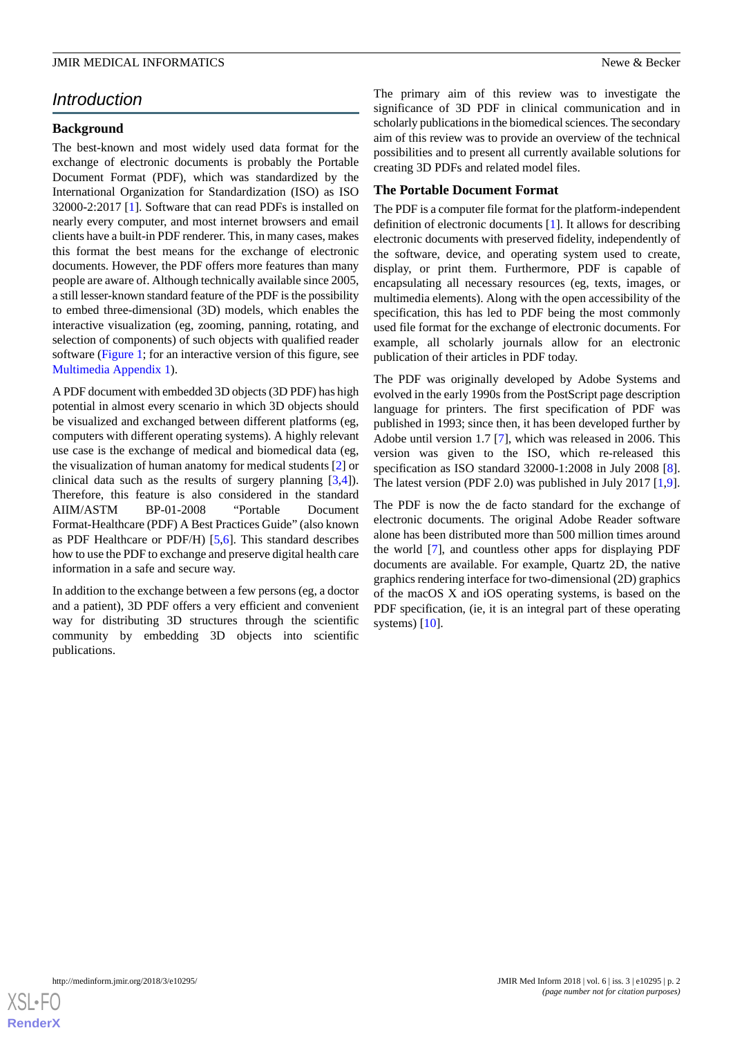## Introduction

### Background

The best-known and most widely used data format for the exchange of electronic documents is probably the Portable Document Format (PDF), which was standardized by the International Organization for Standardization (ISO) as ISO 32000-2:2017 [1]. Software that can read PDFs is installed on nearly every computer, and most internet browsers and email clients have a built-in PDF renderer. This, in many cases, makes this format the best means for the exchange of electronic documents. However, the PDF offers more features than many people are aware of. Although technically available since 2005, a still lesser-known standard feature of the PDF is the possibility to embed three-dimensional (3D) models, which enables the interactive visualization (eg, zooming, panning, rotating, and selection of components) of such objects with qualified reader software (Figure 1; for an interactive version of this figure, see Multimedia Appendix 1).

A PDF document with embedded 3D objects (3D PDF) has high potential in almost every scenario in which 3D objects should be visualized and exchanged between different platforms (eg, computers with different operating systems). A highly relevant use case is the exchange of medical and biomedical data (eg, the visualization of human anatomy for medical students [2] or clinical data such as the results of surgery planning [3,4]). Therefore, this feature is also considered in the standard AIIM/ASTM BP-01-2008 "Portable Document Format-Healthcare (PDF) A Best Practices Guide" (also known as PDF Healthcare or PDF/H) [5,6]. This standard describes how to use the PDF to exchange and preserve digital health care information in a safe and secure way.

In addition to the exchange between a few persons (eg, a doctor and a patient), 3D PDF offers a very efficient and convenient way for distributing 3D structures through the scientific community by embedding 3D objects into scientific publications.

The primary aim of this review was to investigate the significance of 3D PDF in clinical communication and in scholarly publications in the biomedical sciences. The secondary aim of this review was to provide an overview of the technical possibilities and to present all currently available solutions for creating 3D PDFs and related model files.

### The Portable Document Format

The PDF is a computer file format for the platform-independent definition of electronic documents [1]. It allows for describing electronic documents with preserved fidelity, independently of the software, device, and operating system used to create, display, or print them. Furthermore, PDF is capable of encapsulating all necessary resources (eg, texts, images, or multimedia elements). Along with the open accessibility of the specification, this has led to PDF being the most commonly used file format for the exchange of electronic documents. For example, all scholarly journals allow for an electronic publication of their articles in PDF today.

The PDF was originally developed by Adobe Systems and evolved in the early 1990s from the PostScript page description language for printers. The first specification of PDF was published in 1993; since then, it has been developed further by Adobe until version 1.7 [7], which was released in 2006. This version was given to the ISO, which re-released this specification as ISO standard 32000-1:2008 in July 2008 [8]. The latest version (PDF 2.0) was published in July 2017 [1,9].

The PDF is now the de facto standard for the exchange of electronic documents. The original Adobe Reader software alone has been distributed more than 500 million times around the world [7], and countless other apps for displaying PDF documents are available. For example, Quartz 2D, the native graphics rendering interface for two-dimensional (2D) graphics of the macOS X and iOS operating systems, is based on the PDF specification, (ie, it is an integral part of these operating systems) [10].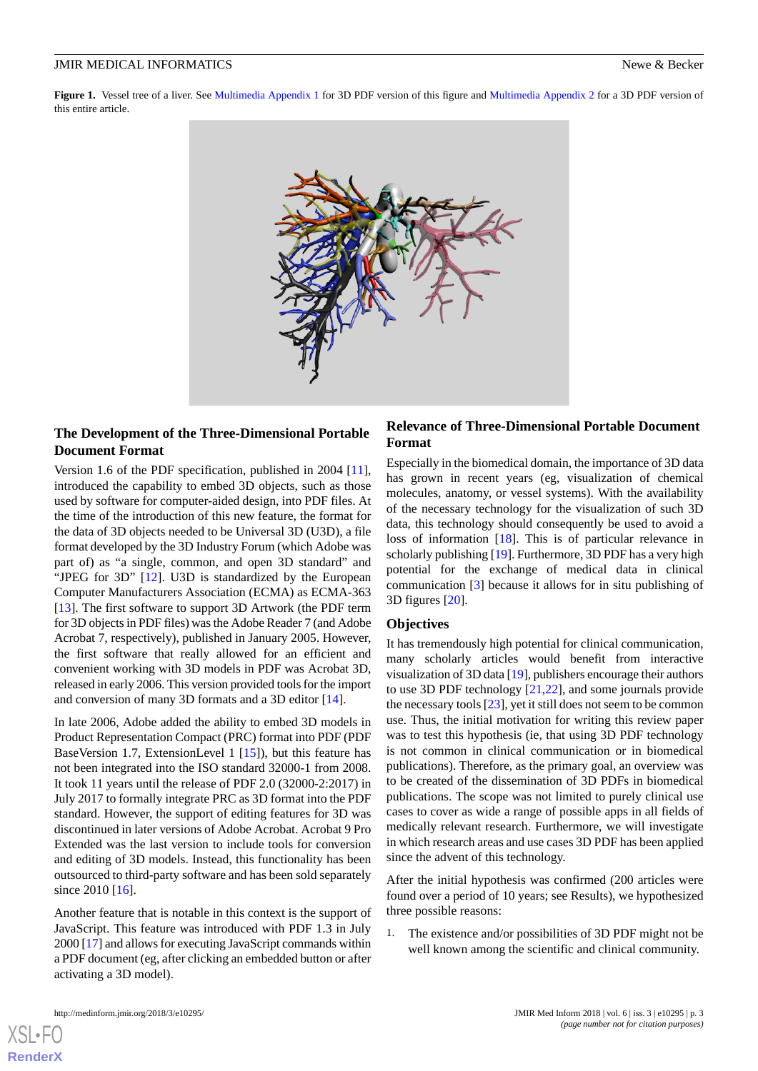**Figure 1.** Vessel tree of a liver. See Multimedia Appendix 1 for 3D PDF version of this figure and Multimedia Appendix 2 for a 3D PDF version of this entire article.

## The Development of the Three-Dimensional Portable Document Format

Version 1.6 of the PDF specification, published in 2004 [11], introduced the capability to embed 3D objects, such as those used by software for computer-aided design, into PDF files. At the time of the introduction of this new feature, the format for the data of 3D objects needed to be Universal 3D (U3D), a file format developed by the 3D Industry Forum (which Adobe was part of) as "a single, common, and open 3D standard" and "JPEG for 3D" [12]. U3D is standardized by the European Computer Manufacturers Association (ECMA) as ECMA-363 [13]. The first software to support 3D Artwork (the PDF term for 3D objects in PDF files) was the Adobe Reader 7 (and Adobe Acrobat 7, respectively), published in January 2005. However, the first software that really allowed for an efficient and convenient working with 3D models in PDF was Acrobat 3D, released in early 2006. This version provided tools for the import and conversion of many 3D formats and a 3D editor [14].

In late 2006, Adobe added the ability to embed 3D models in Product Representation Compact (PRC) format into PDF (PDF BaseVersion 1.7, ExtensionLevel 1 [15]), but this feature has not been integrated into the ISO standard 32000-1 from 2008. It took 11 years until the release of PDF 2.0 (32000-2:2017) in July 2017 to formally integrate PRC as 3D format into the PDF standard. However, the support of editing features for 3D was discontinued in later versions of Adobe Acrobat. Acrobat 9 Pro Extended was the last version to include tools for conversion and editing of 3D models. Instead, this functionality has been outsourced to third-party software and has been sold separately since 2010 [16].

Another feature that is notable in this context is the support of JavaScript. This feature was introduced with PDF 1.3 in July 2000 [17] and allows for executing JavaScript commands within a PDF document (eg, after clicking an embedded button or after activating a 3D model).

## Relevance of Three-Dimensional Portable Document Format

Especially in the biomedical domain, the importance of 3D data has grown in recent years (eg, visualization of chemical molecules, anatomy, or vessel systems). With the availability of the necessary technology for the visualization of such 3D data, this technology should consequently be used to avoid a loss of information [18]. This is of particular relevance in scholarly publishing [19]. Furthermore, 3D PDF has a very high potential for the exchange of medical data in clinical communication [3] because it allows for in situ publishing of 3D figures [20].

## Objectives

It has tremendously high potential for clinical communication, many scholarly articles would benefit from interactive visualization of 3D data [19], publishers encourage their authors to use 3D PDF technology [21,22], and some journals provide the necessary tools [23], yet it still does not seem to be common use. Thus, the initial motivation for writing this review paper was to test this hypothesis (ie, that using 3D PDF technology is not common in clinical communication or in biomedical publications). Therefore, as the primary goal, an overview was to be created of the dissemination of 3D PDFs in biomedical publications. The scope was not limited to purely clinical use cases to cover as wide a range of possible apps in all fields of medically relevant research. Furthermore, we will investigate in which research areas and use cases 3D PDF has been applied since the advent of this technology.

After the initial hypothesis was confirmed (200 articles were found over a period of 10 years; see Results), we hypothesized three possible reasons:

1. The existence and/or possibilities of 3D PDF might not be well known among the scientific and clinical community.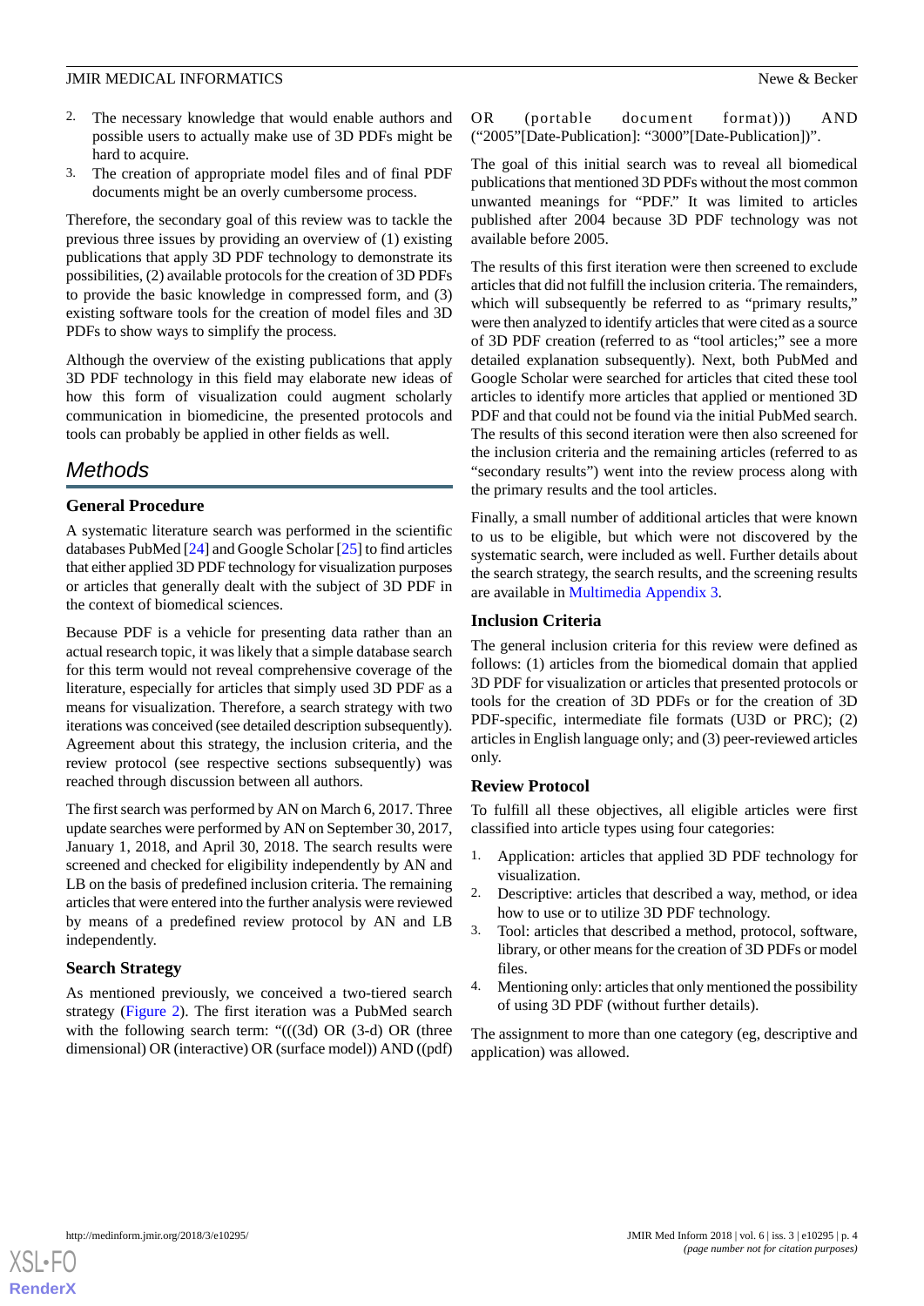2. The necessary knowledge that would enable authors and possible users to actually make use of 3D PDFs might be hard to acquire.
3. The creation of appropriate model files and of final PDF documents might be an overly cumbersome process.

Therefore, the secondary goal of this review was to tackle the previous three issues by providing an overview of (1) existing publications that apply 3D PDF technology to demonstrate its possibilities, (2) available protocols for the creation of 3D PDFs to provide the basic knowledge in compressed form, and (3) existing software tools for the creation of model files and 3D PDFs to show ways to simplify the process.

Although the overview of the existing publications that apply 3D PDF technology in this field may elaborate new ideas of how this form of visualization could augment scholarly communication in biomedicine, the presented protocols and tools can probably be applied in other fields as well.

## Methods

### General Procedure

A systematic literature search was performed in the scientific databases PubMed [24] and Google Scholar [25] to find articles that either applied 3D PDF technology for visualization purposes or articles that generally dealt with the subject of 3D PDF in the context of biomedical sciences.

Because PDF is a vehicle for presenting data rather than an actual research topic, it was likely that a simple database search for this term would not reveal comprehensive coverage of the literature, especially for articles that simply used 3D PDF as a means for visualization. Therefore, a search strategy with two iterations was conceived (see detailed description subsequently). Agreement about this strategy, the inclusion criteria, and the review protocol (see respective sections subsequently) was reached through discussion between all authors.

The first search was performed by AN on March 6, 2017. Three update searches were performed by AN on September 30, 2017, January 1, 2018, and April 30, 2018. The search results were screened and checked for eligibility independently by AN and LB on the basis of predefined inclusion criteria. The remaining articles that were entered into the further analysis were reviewed by means of a predefined review protocol by AN and LB independently.

### Search Strategy

As mentioned previously, we conceived a two-tiered search strategy (Figure 2). The first iteration was a PubMed search with the following search term: "(((3d) OR (3-d) OR (three dimensional) OR (interactive) OR (surface model)) AND ((pdf) OR (portable document format))) AND ("2005"[Date-Publication]: "3000"[Date-Publication])".

The goal of this initial search was to reveal all biomedical publications that mentioned 3D PDFs without the most common unwanted meanings for "PDF." It was limited to articles published after 2004 because 3D PDF technology was not available before 2005.

The results of this first iteration were then screened to exclude articles that did not fulfill the inclusion criteria. The remainders, which will subsequently be referred to as "primary results," were then analyzed to identify articles that were cited as a source of 3D PDF creation (referred to as "tool articles;" see a more detailed explanation subsequently). Next, both PubMed and Google Scholar were searched for articles that cited these tool articles to identify more articles that applied or mentioned 3D PDF and that could not be found via the initial PubMed search. The results of this second iteration were then also screened for the inclusion criteria and the remaining articles (referred to as "secondary results") went into the review process along with the primary results and the tool articles.

Finally, a small number of additional articles that were known to us to be eligible, but which were not discovered by the systematic search, were included as well. Further details about the search strategy, the search results, and the screening results are available in Multimedia Appendix 3.

### Inclusion Criteria

The general inclusion criteria for this review were defined as follows: (1) articles from the biomedical domain that applied 3D PDF for visualization or articles that presented protocols or tools for the creation of 3D PDFs or for the creation of 3D PDF-specific, intermediate file formats (U3D or PRC); (2) articles in English language only; and (3) peer-reviewed articles only.

### Review Protocol

To fulfill all these objectives, all eligible articles were first classified into article types using four categories:

1. Application: articles that applied 3D PDF technology for visualization.
2. Descriptive: articles that described a way, method, or idea how to use or to utilize 3D PDF technology.
3. Tool: articles that described a method, protocol, software, library, or other means for the creation of 3D PDFs or model files.
4. Mentioning only: articles that only mentioned the possibility of using 3D PDF (without further details).

The assignment to more than one category (eg, descriptive and application) was allowed.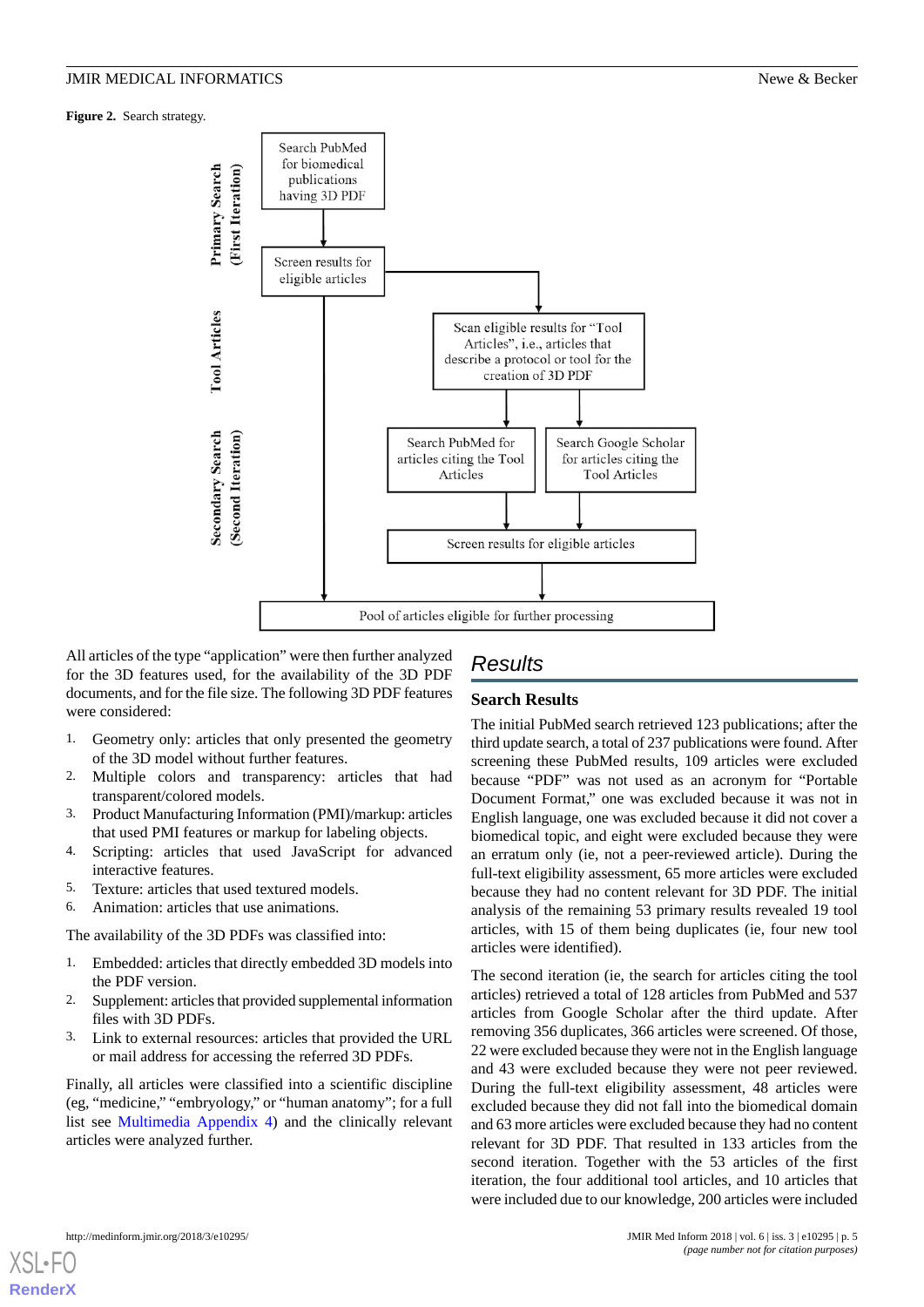**Figure 2.** Search strategy.

Primary Search (First Iteration)

Search PubMed for biomedical publications having 3D PDF

Screen results for eligible articles

Tool Articles

Scan eligible results for "Tool Articles", i.e., articles that describe a protocol or tool for the creation of 3D PDF

Secondary Search (Second Iteration)

Search PubMed for articles citing the Tool Articles

Search Google Scholar for articles citing the Tool Articles

Screen results for eligible articles

Pool of articles eligible for further processing

All articles of the type "application" were then further analyzed for the 3D features used, for the availability of the 3D PDF documents, and for the file size. The following 3D PDF features were considered:

1. Geometry only: articles that only presented the geometry of the 3D model without further features.
2. Multiple colors and transparency: articles that had transparent/colored models.
3. Product Manufacturing Information (PMI)/markup: articles that used PMI features or markup for labeling objects.
4. Scripting: articles that used JavaScript for advanced interactive features.
5. Texture: articles that used textured models.
6. Animation: articles that use animations.

The availability of the 3D PDFs was classified into:

1. Embedded: articles that directly embedded 3D models into the PDF version.
2. Supplement: articles that provided supplemental information files with 3D PDFs.
3. Link to external resources: articles that provided the URL or mail address for accessing the referred 3D PDFs.

Finally, all articles were classified into a scientific discipline (eg, "medicine," "embryology," or "human anatomy"; for a full list see Multimedia Appendix 4) and the clinically relevant articles were analyzed further.

## Results

### Search Results

The initial PubMed search retrieved 123 publications; after the third update search, a total of 237 publications were found. After screening these PubMed results, 109 articles were excluded because "PDF" was not used as an acronym for "Portable Document Format," one was excluded because it was not in English language, one was excluded because it did not cover a biomedical topic, and eight were excluded because they were an erratum only (ie, not a peer-reviewed article). During the full-text eligibility assessment, 65 more articles were excluded because they had no content relevant for 3D PDF. The initial analysis of the remaining 53 primary results revealed 19 tool articles, with 15 of them being duplicates (ie, four new tool articles were identified).

The second iteration (ie, the search for articles citing the tool articles) retrieved a total of 128 articles from PubMed and 537 articles from Google Scholar after the third update. After removing 356 duplicates, 366 articles were screened. Of those, 22 were excluded because they were not in the English language and 43 were excluded because they were not peer reviewed. During the full-text eligibility assessment, 48 articles were excluded because they did not fall into the biomedical domain and 63 more articles were excluded because they had no content relevant for 3D PDF. That resulted in 133 articles from the second iteration. Together with the 53 articles of the first iteration, the four additional tool articles, and 10 articles that were included due to our knowledge, 200 articles were included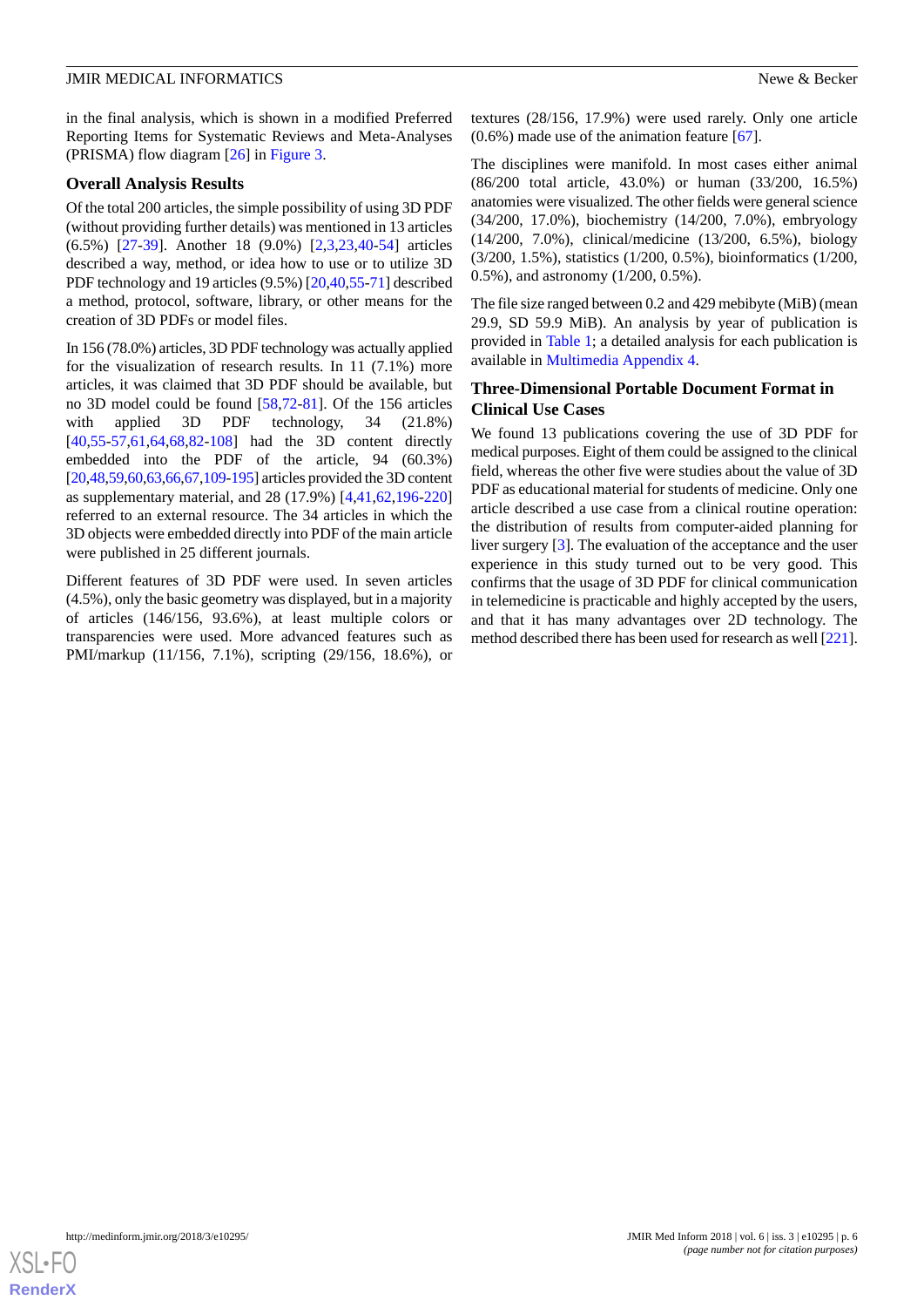in the final analysis, which is shown in a modified Preferred Reporting Items for Systematic Reviews and Meta-Analyses (PRISMA) flow diagram [26] in Figure 3.

## Overall Analysis Results

Of the total 200 articles, the simple possibility of using 3D PDF (without providing further details) was mentioned in 13 articles (6.5%) [27-39]. Another 18 (9.0%) [2,3,23,40-54] articles described a way, method, or idea how to use or to utilize 3D PDF technology and 19 articles (9.5%) [20,40,55-71] described a method, protocol, software, library, or other means for the creation of 3D PDFs or model files.

In 156 (78.0%) articles, 3D PDF technology was actually applied for the visualization of research results. In 11 (7.1%) more articles, it was claimed that 3D PDF should be available, but no 3D model could be found [58,72-81]. Of the 156 articles with applied 3D PDF technology, 34 (21.8%) [40,55-57,61,64,68,82-108] had the 3D content directly embedded into the PDF of the article, 94 (60.3%) [20,48,59,60,63,66,67,109-195] articles provided the 3D content as supplementary material, and 28 (17.9%) [4,41,62,196-220] referred to an external resource. The 34 articles in which the 3D objects were embedded directly into PDF of the main article were published in 25 different journals.

Different features of 3D PDF were used. In seven articles (4.5%), only the basic geometry was displayed, but in a majority of articles (146/156, 93.6%), at least multiple colors or transparencies were used. More advanced features such as PMI/markup (11/156, 7.1%), scripting (29/156, 18.6%), or textures (28/156, 17.9%) were used rarely. Only one article (0.6%) made use of the animation feature [67].

The disciplines were manifold. In most cases either animal (86/200 total article, 43.0%) or human (33/200, 16.5%) anatomies were visualized. The other fields were general science (34/200, 17.0%), biochemistry (14/200, 7.0%), embryology (14/200, 7.0%), clinical/medicine (13/200, 6.5%), biology (3/200, 1.5%), statistics (1/200, 0.5%), bioinformatics (1/200, 0.5%), and astronomy (1/200, 0.5%).

The file size ranged between 0.2 and 429 mebibyte (MiB) (mean 29.9, SD 59.9 MiB). An analysis by year of publication is provided in Table 1; a detailed analysis for each publication is available in Multimedia Appendix 4.

## Three-Dimensional Portable Document Format in Clinical Use Cases

We found 13 publications covering the use of 3D PDF for medical purposes. Eight of them could be assigned to the clinical field, whereas the other five were studies about the value of 3D PDF as educational material for students of medicine. Only one article described a use case from a clinical routine operation: the distribution of results from computer-aided planning for liver surgery [3]. The evaluation of the acceptance and the user experience in this study turned out to be very good. This confirms that the usage of 3D PDF for clinical communication in telemedicine is practicable and highly accepted by the users, and that it has many advantages over 2D technology. The method described there has been used for research as well [221].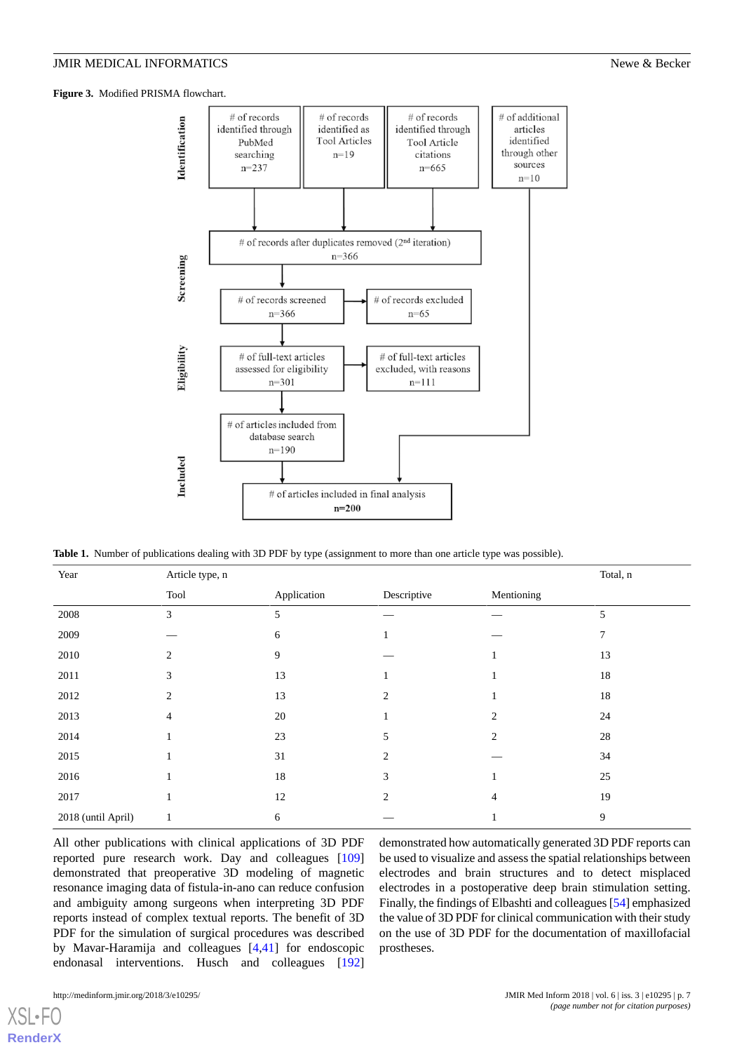**Figure 3.** Modified PRISMA flowchart.

| Year | Article type, n | | | | Total, n |
|---|---|---|---|---|---|
| | Tool | Application | Descriptive | Mentioning | |
| 2008 | 3 | 5 | — | — | 5 |
| 2009 | — | 6 | 1 | — | 7 |
| 2010 | 2 | 9 | — | 1 | 13 |
| 2011 | 3 | 13 | 1 | 1 | 18 |
| 2012 | 2 | 13 | 2 | 1 | 18 |
| 2013 | 4 | 20 | 1 | 2 | 24 |
| 2014 | 1 | 23 | 5 | 2 | 28 |
| 2015 | 1 | 31 | 2 | — | 34 |
| 2016 | 1 | 18 | 3 | 1 | 25 |
| 2017 | 1 | 12 | 2 | 4 | 19 |
| 2018 (until April) | 1 | 6 | — | 1 | 9 |

**Table 1.** Number of publications dealing with 3D PDF by type (assignment to more than one article type was possible).

All other publications with clinical applications of 3D PDF reported pure research work. Day and colleagues [109] demonstrated that preoperative 3D modeling of magnetic resonance imaging data of fistula-in-ano can reduce confusion and ambiguity among surgeons when interpreting 3D PDF reports instead of complex textual reports. The benefit of 3D PDF for the simulation of surgical procedures was described by Mavar-Haramija and colleagues [4,41] for endoscopic endonasal interventions. Husch and colleagues [192] demonstrated how automatically generated 3D PDF reports can be used to visualize and assess the spatial relationships between electrodes and brain structures and to detect misplaced electrodes in a postoperative deep brain stimulation setting. Finally, the findings of Elbashti and colleagues [54] emphasized the value of 3D PDF for clinical communication with their study on the use of 3D PDF for the documentation of maxillofacial prostheses.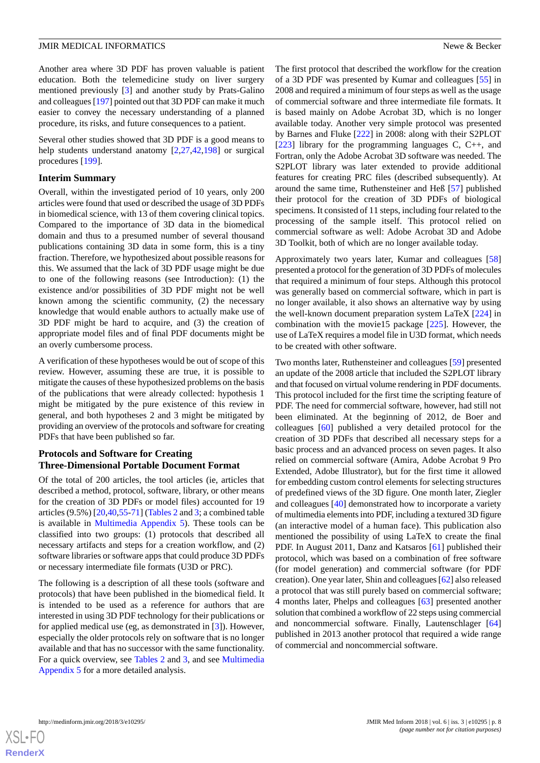Another area where 3D PDF has proven valuable is patient education. Both the telemedicine study on liver surgery mentioned previously [3] and another study by Prats-Galino and colleagues [197] pointed out that 3D PDF can make it much easier to convey the necessary understanding of a planned procedure, its risks, and future consequences to a patient.

Several other studies showed that 3D PDF is a good means to help students understand anatomy [2,27,42,198] or surgical procedures [199].

### Interim Summary

Overall, within the investigated period of 10 years, only 200 articles were found that used or described the usage of 3D PDFs in biomedical science, with 13 of them covering clinical topics. Compared to the importance of 3D data in the biomedical domain and thus to a presumed number of several thousand publications containing 3D data in some form, this is a tiny fraction. Therefore, we hypothesized about possible reasons for this. We assumed that the lack of 3D PDF usage might be due to one of the following reasons (see Introduction): (1) the existence and/or possibilities of 3D PDF might not be well known among the scientific community, (2) the necessary knowledge that would enable authors to actually make use of 3D PDF might be hard to acquire, and (3) the creation of appropriate model files and of final PDF documents might be an overly cumbersome process.

A verification of these hypotheses would be out of scope of this review. However, assuming these are true, it is possible to mitigate the causes of these hypothesized problems on the basis of the publications that were already collected: hypothesis 1 might be mitigated by the pure existence of this review in general, and both hypotheses 2 and 3 might be mitigated by providing an overview of the protocols and software for creating PDFs that have been published so far.

### Protocols and Software for Creating Three-Dimensional Portable Document Format

Of the total of 200 articles, the tool articles (ie, articles that described a method, protocol, software, library, or other means for the creation of 3D PDFs or model files) accounted for 19 articles (9.5%) [20,40,55-71] (Tables 2 and 3; a combined table is available in Multimedia Appendix 5). These tools can be classified into two groups: (1) protocols that described all necessary artifacts and steps for a creation workflow, and (2) software libraries or software apps that could produce 3D PDFs or necessary intermediate file formats (U3D or PRC).

The following is a description of all these tools (software and protocols) that have been published in the biomedical field. It is intended to be used as a reference for authors that are interested in using 3D PDF technology for their publications or for applied medical use (eg, as demonstrated in [3]). However, especially the older protocols rely on software that is no longer available and that has no successor with the same functionality. For a quick overview, see Tables 2 and 3, and see Multimedia Appendix 5 for a more detailed analysis.

The first protocol that described the workflow for the creation of a 3D PDF was presented by Kumar and colleagues [55] in 2008 and required a minimum of four steps as well as the usage of commercial software and three intermediate file formats. It is based mainly on Adobe Acrobat 3D, which is no longer available today. Another very simple protocol was presented by Barnes and Fluke [222] in 2008: along with their S2PLOT [223] library for the programming languages C, C++, and Fortran, only the Adobe Acrobat 3D software was needed. The S2PLOT library was later extended to provide additional features for creating PRC files (described subsequently). At around the same time, Ruthensteiner and Heß [57] published their protocol for the creation of 3D PDFs of biological specimens. It consisted of 11 steps, including four related to the processing of the sample itself. This protocol relied on commercial software as well: Adobe Acrobat 3D and Adobe 3D Toolkit, both of which are no longer available today.

Approximately two years later, Kumar and colleagues [58] presented a protocol for the generation of 3D PDFs of molecules that required a minimum of four steps. Although this protocol was generally based on commercial software, which in part is no longer available, it also shows an alternative way by using the well-known document preparation system LaTeX [224] in combination with the movie15 package [225]. However, the use of LaTeX requires a model file in U3D format, which needs to be created with other software.

Two months later, Ruthensteiner and colleagues [59] presented an update of the 2008 article that included the S2PLOT library and that focused on virtual volume rendering in PDF documents. This protocol included for the first time the scripting feature of PDF. The need for commercial software, however, had still not been eliminated. At the beginning of 2012, de Boer and colleagues [60] published a very detailed protocol for the creation of 3D PDFs that described all necessary steps for a basic process and an advanced process on seven pages. It also relied on commercial software (Amira, Adobe Acrobat 9 Pro Extended, Adobe Illustrator), but for the first time it allowed for embedding custom control elements for selecting structures of predefined views of the 3D figure. One month later, Ziegler and colleagues [40] demonstrated how to incorporate a variety of multimedia elements into PDF, including a textured 3D figure (an interactive model of a human face). This publication also mentioned the possibility of using LaTeX to create the final PDF. In August 2011, Danz and Katsaros [61] published their protocol, which was based on a combination of free software (for model generation) and commercial software (for PDF creation). One year later, Shin and colleagues [62] also released a protocol that was still purely based on commercial software; 4 months later, Phelps and colleagues [63] presented another solution that combined a workflow of 22 steps using commercial and noncommercial software. Finally, Lautenschlager [64] published in 2013 another protocol that required a wide range of commercial and noncommercial software.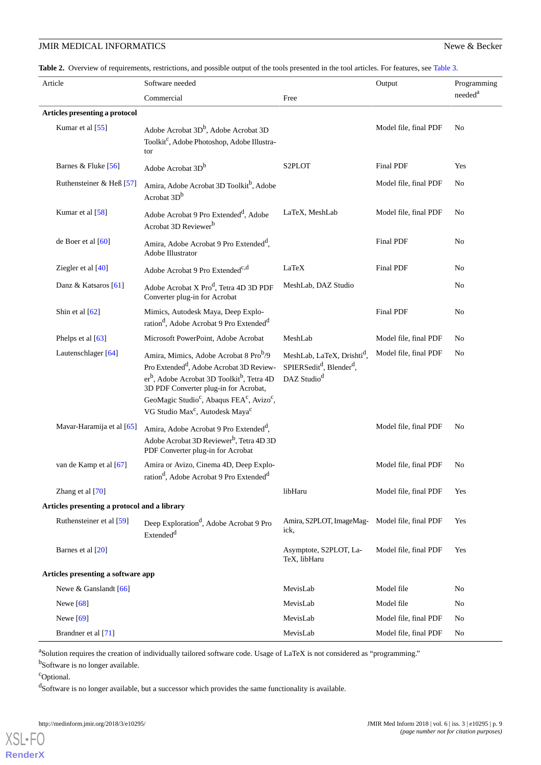**Table 2.** Overview of requirements, restrictions, and possible output of the tools presented in the tool articles. For features, see Table 3.

| Article | Software needed | | Output | Programming needed[a] |
|---|---|---|---|---|
| | Commercial | Free | | |
| **Articles presenting a protocol** | | | | |
| Kumar et al [55] | Adobe Acrobat 3D[b], Adobe Acrobat 3D Toolkit[c], Adobe Photoshop, Adobe Illustrator | | Model file, final PDF | No |
| Barnes & Fluke [56] | Adobe Acrobat 3D[b] | S2PLOT | Final PDF | Yes |
| Ruthensteiner & Heß [57] | Amira, Adobe Acrobat 3D Toolkit[b], Adobe Acrobat 3D[b] | | Model file, final PDF | No |
| Kumar et al [58] | Adobe Acrobat 9 Pro Extended[d], Adobe Acrobat 3D Reviewer[b] | LaTeX, MeshLab | Model file, final PDF | No |
| de Boer et al [60] | Amira, Adobe Acrobat 9 Pro Extended[d], Adobe Illustrator | | Final PDF | No |
| Ziegler et al [40] | Adobe Acrobat 9 Pro Extended[c,d] | LaTeX | Final PDF | No |
| Danz & Katsaros [61] | Adobe Acrobat X Pro[d], Tetra 4D 3D PDF Converter plug-in for Acrobat | MeshLab, DAZ Studio | | No |
| Shin et al [62] | Mimics, Autodesk Maya, Deep Exploration[d], Adobe Acrobat 9 Pro Extended[d] | | Final PDF | No |
| Phelps et al [63] | Microsoft PowerPoint, Adobe Acrobat | MeshLab | Model file, final PDF | No |
| Lautenschlager [64] | Amira, Mimics, Adobe Acrobat 8 Pro[b]/9 Pro Extended[d], Adobe Acrobat 3D Reviewer[b], Adobe Acrobat 3D Toolkit[b], Tetra 4D 3D PDF Converter plug-in for Acrobat, GeoMagic Studio[c], Abaqus FEA[c], Avizo[c], VG Studio Max[c], Autodesk Maya[c] | MeshLab, LaTeX, Drishti[d], SPIERSedit[d], Blender[d], DAZ Studio[d] | Model file, final PDF | No |
| Mavar-Haramija et al [65] | Amira, Adobe Acrobat 9 Pro Extended[d], Adobe Acrobat 3D Reviewer[b], Tetra 4D 3D PDF Converter plug-in for Acrobat | | Model file, final PDF | No |
| van de Kamp et al [67] | Amira or Avizo, Cinema 4D, Deep Exploration[d], Adobe Acrobat 9 Pro Extended[d] | | Model file, final PDF | No |
| Zhang et al [70] | | libHaru | Model file, final PDF | Yes |
| **Articles presenting a protocol and a library** | | | | |
| Ruthensteiner et al [59] | Deep Exploration[d], Adobe Acrobat 9 Pro Extended[d] | Amira, S2PLOT, ImageMagick, | Model file, final PDF | Yes |
| Barnes et al [20] | | Asymptote, S2PLOT, LaTeX, libHaru | Model file, final PDF | Yes |
| **Articles presenting a software app** | | | | |
| Newe & Ganslandt [66] | | MevisLab | Model file | No |
| Newe [68] | | MevisLab | Model file | No |
| Newe [69] | | MevisLab | Model file, final PDF | No |
| Brandner et al [71] | | MevisLab | Model file, final PDF | No |

[a]Solution requires the creation of individually tailored software code. Usage of LaTeX is not considered as "programming."

[b]Software is no longer available.

[c]Optional.

[d]Software is no longer available, but a successor which provides the same functionality is available.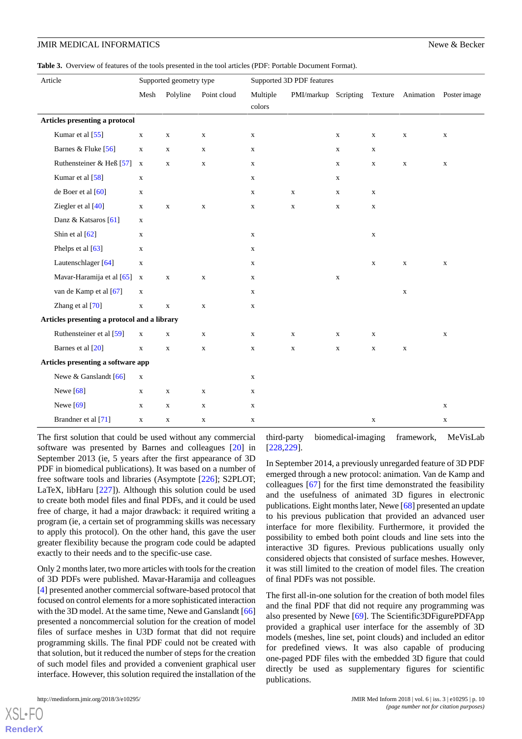**Table 3.** Overview of features of the tools presented in the tool articles (PDF: Portable Document Format).

| Article | Supported geometry type | | | Supported 3D PDF features | | | | | |
|---|---|---|---|---|---|---|---|---|---|
| | Mesh | Polyline | Point cloud | Multiple colors | PMI/markup | Scripting | Texture | Animation | Poster image |
| **Articles presenting a protocol** | | | | | | | | | |
| Kumar et al [55] | x | x | x | x | | x | x | x | x |
| Barnes & Fluke [56] | x | x | x | x | | x | x | | |
| Ruthensteiner & Heß [57] | x | x | x | x | | x | x | x | x |
| Kumar et al [58] | x | | | x | | x | | | |
| de Boer et al [60] | x | | | x | x | x | x | | |
| Ziegler et al [40] | x | x | x | x | x | x | x | | |
| Danz & Katsaros [61] | x | | | | | | | | |
| Shin et al [62] | x | | | x | | | x | | |
| Phelps et al [63] | x | | | x | | | | | |
| Lautenschlager [64] | x | | | x | | | x | x | x |
| Mavar-Haramija et al [65] | x | x | x | x | | x | | | |
| van de Kamp et al [67] | x | | | x | | | | x | |
| Zhang et al [70] | x | x | x | x | | | | | |
| **Articles presenting a protocol and a library** | | | | | | | | | |
| Ruthensteiner et al [59] | x | x | x | x | x | x | x | | x |
| Barnes et al [20] | x | x | x | x | x | x | x | x | |
| **Articles presenting a software app** | | | | | | | | | |
| Newe & Ganslandt [66] | x | | | x | | | | | |
| Newe [68] | x | x | x | x | | | | | |
| Newe [69] | x | x | x | x | | | | | x |
| Brandner et al [71] | x | x | x | x | | | x | | x |

The first solution that could be used without any commercial software was presented by Barnes and colleagues [20] in September 2013 (ie, 5 years after the first appearance of 3D PDF in biomedical publications). It was based on a number of free software tools and libraries (Asymptote [226]; S2PLOT; LaTeX, libHaru [227]). Although this solution could be used to create both model files and final PDFs, and it could be used free of charge, it had a major drawback: it required writing a program (ie, a certain set of programming skills was necessary to apply this protocol). On the other hand, this gave the user greater flexibility because the program code could be adapted exactly to their needs and to the specific-use case.

Only 2 months later, two more articles with tools for the creation of 3D PDFs were published. Mavar-Haramija and colleagues [4] presented another commercial software-based protocol that focused on control elements for a more sophisticated interaction with the 3D model. At the same time, Newe and Ganslandt [66] presented a noncommercial solution for the creation of model files of surface meshes in U3D format that did not require programming skills. The final PDF could not be created with that solution, but it reduced the number of steps for the creation of such model files and provided a convenient graphical user interface. However, this solution required the installation of the third-party biomedical-imaging framework, MeVisLab [228,229].

In September 2014, a previously unregarded feature of 3D PDF emerged through a new protocol: animation. Van de Kamp and colleagues [67] for the first time demonstrated the feasibility and the usefulness of animated 3D figures in electronic publications. Eight months later, Newe [68] presented an update to his previous publication that provided an advanced user interface for more flexibility. Furthermore, it provided the possibility to embed both point clouds and line sets into the interactive 3D figures. Previous publications usually only considered objects that consisted of surface meshes. However, it was still limited to the creation of model files. The creation of final PDFs was not possible.

The first all-in-one solution for the creation of both model files and the final PDF that did not require any programming was also presented by Newe [69]. The Scientific3DFigurePDFApp provided a graphical user interface for the assembly of 3D models (meshes, line set, point clouds) and included an editor for predefined views. It was also capable of producing one-paged PDF files with the embedded 3D figure that could directly be used as supplementary figures for scientific publications.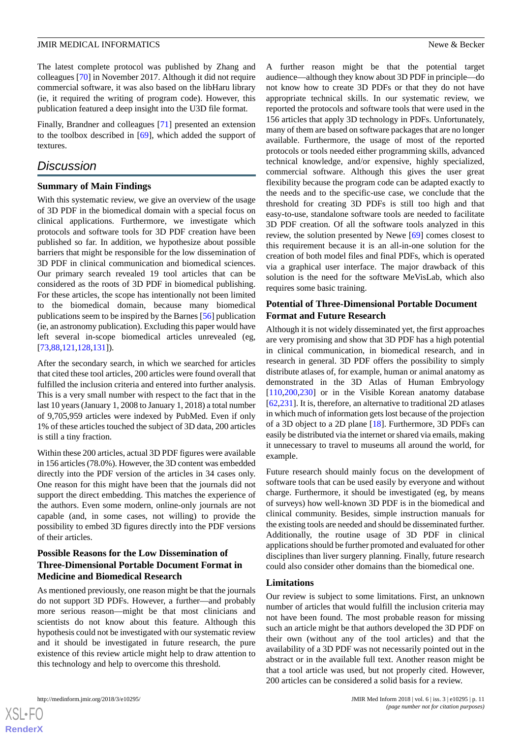The latest complete protocol was published by Zhang and colleagues [70] in November 2017. Although it did not require commercial software, it was also based on the libHaru library (ie, it required the writing of program code). However, this publication featured a deep insight into the U3D file format.

Finally, Brandner and colleagues [71] presented an extension to the toolbox described in [69], which added the support of textures.

## Discussion

### Summary of Main Findings

With this systematic review, we give an overview of the usage of 3D PDF in the biomedical domain with a special focus on clinical applications. Furthermore, we investigate which protocols and software tools for 3D PDF creation have been published so far. In addition, we hypothesize about possible barriers that might be responsible for the low dissemination of 3D PDF in clinical communication and biomedical sciences. Our primary search revealed 19 tool articles that can be considered as the roots of 3D PDF in biomedical publishing. For these articles, the scope has intentionally not been limited to the biomedical domain, because many biomedical publications seem to be inspired by the Barnes [56] publication (ie, an astronomy publication). Excluding this paper would have left several in-scope biomedical articles unrevealed (eg, [73,88,121,128,131]).

After the secondary search, in which we searched for articles that cited these tool articles, 200 articles were found overall that fulfilled the inclusion criteria and entered into further analysis. This is a very small number with respect to the fact that in the last 10 years (January 1, 2008 to January 1, 2018) a total number of 9,705,959 articles were indexed by PubMed. Even if only 1% of these articles touched the subject of 3D data, 200 articles is still a tiny fraction.

Within these 200 articles, actual 3D PDF figures were available in 156 articles (78.0%). However, the 3D content was embedded directly into the PDF version of the articles in 34 cases only. One reason for this might have been that the journals did not support the direct embedding. This matches the experience of the authors. Even some modern, online-only journals are not capable (and, in some cases, not willing) to provide the possibility to embed 3D figures directly into the PDF versions of their articles.

### Possible Reasons for the Low Dissemination of Three-Dimensional Portable Document Format in Medicine and Biomedical Research

As mentioned previously, one reason might be that the journals do not support 3D PDFs. However, a further—and probably more serious reason—might be that most clinicians and scientists do not know about this feature. Although this hypothesis could not be investigated with our systematic review and it should be investigated in future research, the pure existence of this review article might help to draw attention to this technology and help to overcome this threshold.

A further reason might be that the potential target audience—although they know about 3D PDF in principle—do not know how to create 3D PDFs or that they do not have appropriate technical skills. In our systematic review, we reported the protocols and software tools that were used in the 156 articles that apply 3D technology in PDFs. Unfortunately, many of them are based on software packages that are no longer available. Furthermore, the usage of most of the reported protocols or tools needed either programming skills, advanced technical knowledge, and/or expensive, highly specialized, commercial software. Although this gives the user great flexibility because the program code can be adapted exactly to the needs and to the specific-use case, we conclude that the threshold for creating 3D PDFs is still too high and that easy-to-use, standalone software tools are needed to facilitate 3D PDF creation. Of all the software tools analyzed in this review, the solution presented by Newe [69] comes closest to this requirement because it is an all-in-one solution for the creation of both model files and final PDFs, which is operated via a graphical user interface. The major drawback of this solution is the need for the software MeVisLab, which also requires some basic training.

### Potential of Three-Dimensional Portable Document Format and Future Research

Although it is not widely disseminated yet, the first approaches are very promising and show that 3D PDF has a high potential in clinical communication, in biomedical research, and in research in general. 3D PDF offers the possibility to simply distribute atlases of, for example, human or animal anatomy as demonstrated in the 3D Atlas of Human Embryology [110,200,230] or in the Visible Korean anatomy database [62,231]. It is, therefore, an alternative to traditional 2D atlases in which much of information gets lost because of the projection of a 3D object to a 2D plane [18]. Furthermore, 3D PDFs can easily be distributed via the internet or shared via emails, making it unnecessary to travel to museums all around the world, for example.

Future research should mainly focus on the development of software tools that can be used easily by everyone and without charge. Furthermore, it should be investigated (eg, by means of surveys) how well-known 3D PDF is in the biomedical and clinical community. Besides, simple instruction manuals for the existing tools are needed and should be disseminated further. Additionally, the routine usage of 3D PDF in clinical applications should be further promoted and evaluated for other disciplines than liver surgery planning. Finally, future research could also consider other domains than the biomedical one.

### Limitations

Our review is subject to some limitations. First, an unknown number of articles that would fulfill the inclusion criteria may not have been found. The most probable reason for missing such an article might be that authors developed the 3D PDF on their own (without any of the tool articles) and that the availability of a 3D PDF was not necessarily pointed out in the abstract or in the available full text. Another reason might be that a tool article was used, but not properly cited. However, 200 articles can be considered a solid basis for a review.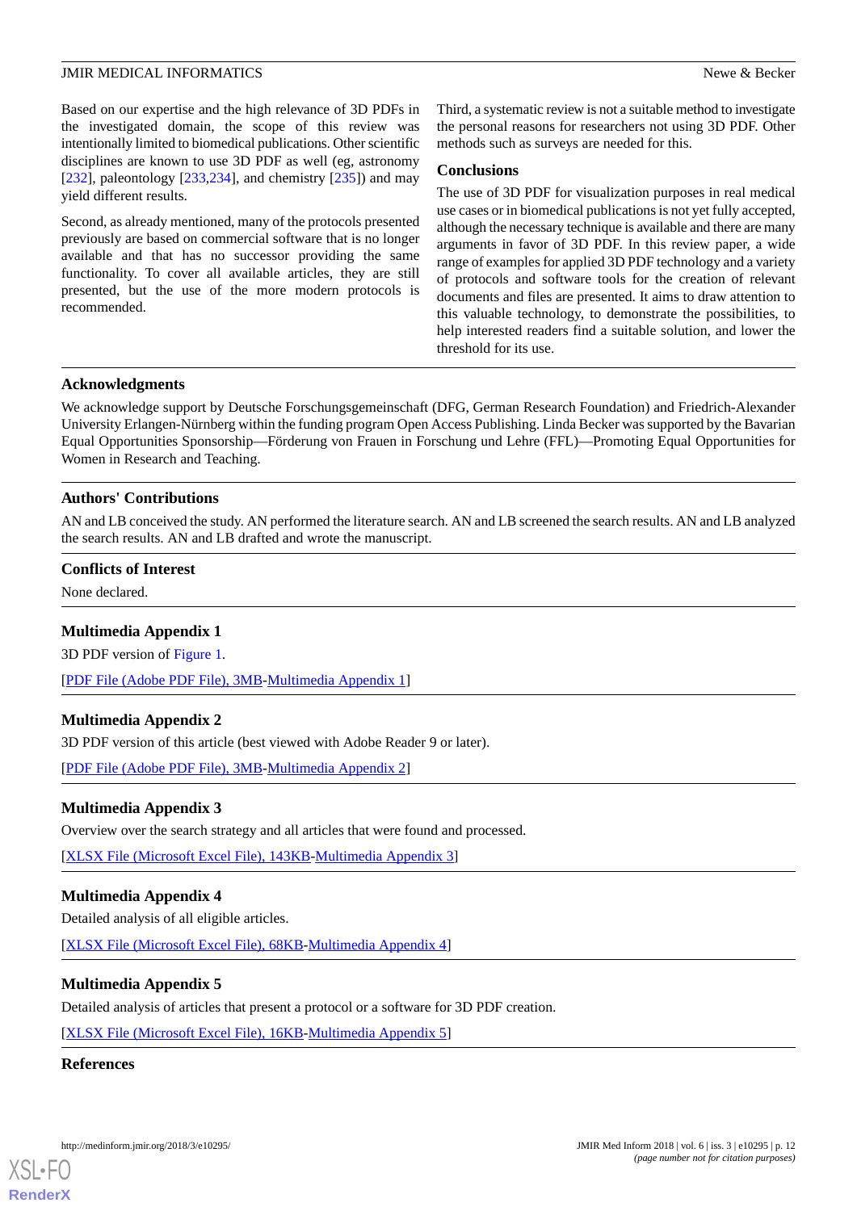Based on our expertise and the high relevance of 3D PDFs in the investigated domain, the scope of this review was intentionally limited to biomedical publications. Other scientific disciplines are known to use 3D PDF as well (eg, astronomy [232], paleontology [233,234], and chemistry [235]) and may yield different results.

Second, as already mentioned, many of the protocols presented previously are based on commercial software that is no longer available and that has no successor providing the same functionality. To cover all available articles, they are still presented, but the use of the more modern protocols is recommended.

Third, a systematic review is not a suitable method to investigate the personal reasons for researchers not using 3D PDF. Other methods such as surveys are needed for this.

## Conclusions

The use of 3D PDF for visualization purposes in real medical use cases or in biomedical publications is not yet fully accepted, although the necessary technique is available and there are many arguments in favor of 3D PDF. In this review paper, a wide range of examples for applied 3D PDF technology and a variety of protocols and software tools for the creation of relevant documents and files are presented. It aims to draw attention to this valuable technology, to demonstrate the possibilities, to help interested readers find a suitable solution, and lower the threshold for its use.

## Acknowledgments

We acknowledge support by Deutsche Forschungsgemeinschaft (DFG, German Research Foundation) and Friedrich-Alexander University Erlangen-Nürnberg within the funding program Open Access Publishing. Linda Becker was supported by the Bavarian Equal Opportunities Sponsorship—Förderung von Frauen in Forschung und Lehre (FFL)—Promoting Equal Opportunities for Women in Research and Teaching.

## Authors' Contributions

AN and LB conceived the study. AN performed the literature search. AN and LB screened the search results. AN and LB analyzed the search results. AN and LB drafted and wrote the manuscript.

## Conflicts of Interest

None declared.

## Multimedia Appendix 1

3D PDF version of Figure 1.

[PDF File (Adobe PDF File), 3MB-Multimedia Appendix 1]

## Multimedia Appendix 2

3D PDF version of this article (best viewed with Adobe Reader 9 or later).

[PDF File (Adobe PDF File), 3MB-Multimedia Appendix 2]

## Multimedia Appendix 3

Overview over the search strategy and all articles that were found and processed.

[XLSX File (Microsoft Excel File), 143KB-Multimedia Appendix 3]

## Multimedia Appendix 4

Detailed analysis of all eligible articles.

[XLSX File (Microsoft Excel File), 68KB-Multimedia Appendix 4]

## Multimedia Appendix 5

Detailed analysis of articles that present a protocol or a software for 3D PDF creation.

[XLSX File (Microsoft Excel File), 16KB-Multimedia Appendix 5]

## References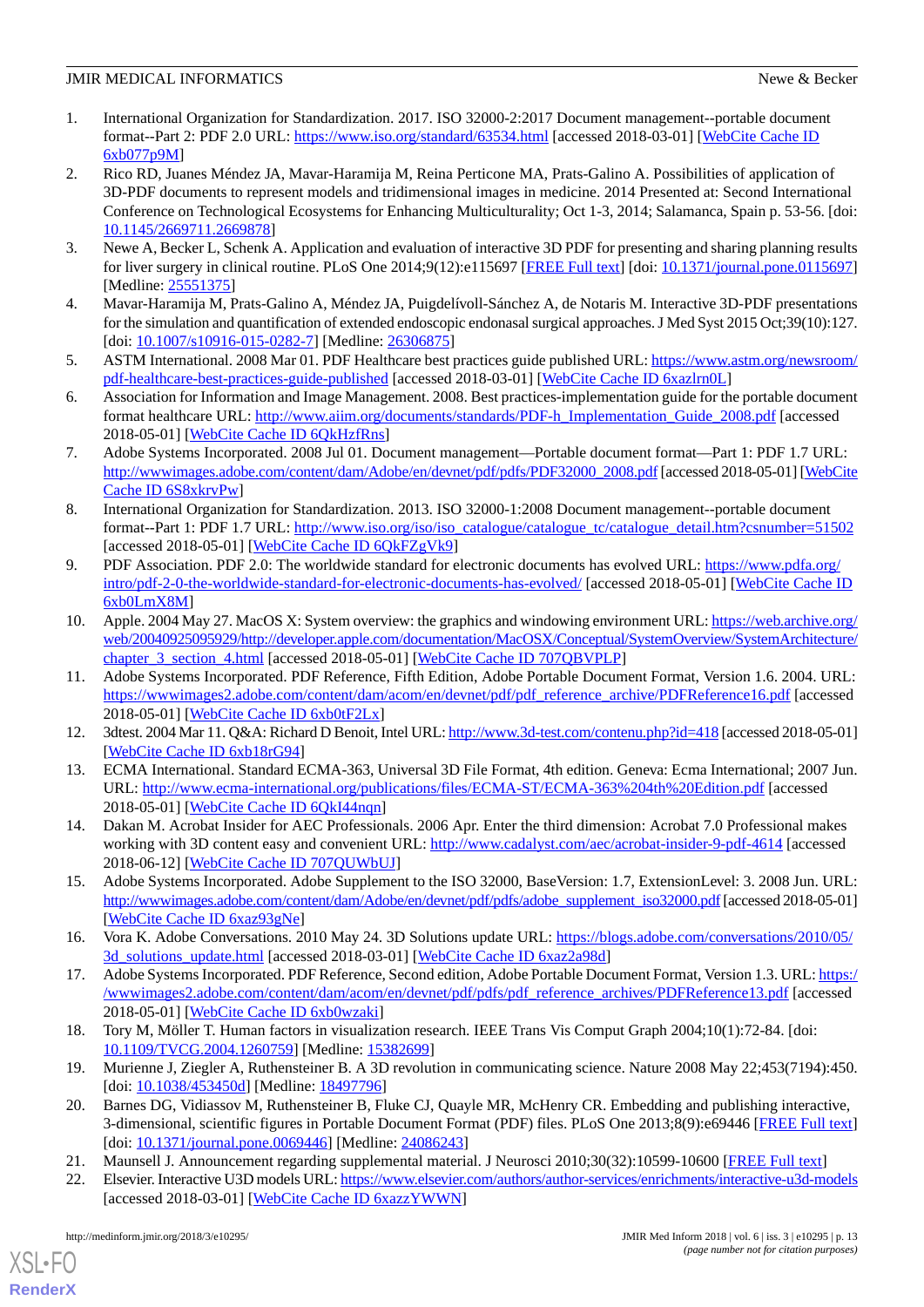1. International Organization for Standardization. 2017. ISO 32000-2:2017 Document management--portable document format--Part 2: PDF 2.0 URL: https://www.iso.org/standard/63534.html [accessed 2018-03-01] [WebCite Cache ID 6xb077p9M]
2. Rico RD, Juanes Méndez JA, Mavar-Haramija M, Reina Perticone MA, Prats-Galino A. Possibilities of application of 3D-PDF documents to represent models and tridimensional images in medicine. 2014 Presented at: Second International Conference on Technological Ecosystems for Enhancing Multiculturality; Oct 1-3, 2014; Salamanca, Spain p. 53-56. [doi: 10.1145/2669711.2669878]
3. Newe A, Becker L, Schenk A. Application and evaluation of interactive 3D PDF for presenting and sharing planning results for liver surgery in clinical routine. PLoS One 2014;9(12):e115697 [FREE Full text] [doi: 10.1371/journal.pone.0115697] [Medline: 25551375]
4. Mavar-Haramija M, Prats-Galino A, Méndez JA, Puigdelívoll-Sánchez A, de Notaris M. Interactive 3D-PDF presentations for the simulation and quantification of extended endoscopic endonasal surgical approaches. J Med Syst 2015 Oct;39(10):127. [doi: 10.1007/s10916-015-0282-7] [Medline: 26306875]
5. ASTM International. 2008 Mar 01. PDF Healthcare best practices guide published URL: https://www.astm.org/newsroom/pdf-healthcare-best-practices-guide-published [accessed 2018-03-01] [WebCite Cache ID 6xazlrn0L]
6. Association for Information and Image Management. 2008. Best practices-implementation guide for the portable document format healthcare URL: http://www.aiim.org/documents/standards/PDF-h_Implementation_Guide_2008.pdf [accessed 2018-05-01] [WebCite Cache ID 6QkHzfRns]
7. Adobe Systems Incorporated. 2008 Jul 01. Document management—Portable document format—Part 1: PDF 1.7 URL: http://wwwimages.adobe.com/content/dam/Adobe/en/devnet/pdf/pdfs/PDF32000_2008.pdf [accessed 2018-05-01] [WebCite Cache ID 6S8xkrvPw]
8. International Organization for Standardization. 2013. ISO 32000-1:2008 Document management--portable document format--Part 1: PDF 1.7 URL: http://www.iso.org/iso/iso_catalogue/catalogue_tc/catalogue_detail.htm?csnumber=51502 [accessed 2018-05-01] [WebCite Cache ID 6QkFZgVk9]
9. PDF Association. PDF 2.0: The worldwide standard for electronic documents has evolved URL: https://www.pdfa.org/intro/pdf-2-0-the-worldwide-standard-for-electronic-documents-has-evolved/ [accessed 2018-05-01] [WebCite Cache ID 6xb0LmX8M]
10. Apple. 2004 May 27. MacOS X: System overview: the graphics and windowing environment URL: https://web.archive.org/web/20040925095929/http://developer.apple.com/documentation/MacOSX/Conceptual/SystemOverview/SystemArchitecture/chapter_3_section_4.html [accessed 2018-05-01] [WebCite Cache ID 707QBVPLP]
11. Adobe Systems Incorporated. PDF Reference, Fifth Edition, Adobe Portable Document Format, Version 1.6. 2004. URL: https://wwwimages2.adobe.com/content/dam/acom/en/devnet/pdf/pdf_reference_archive/PDFReference16.pdf [accessed 2018-05-01] [WebCite Cache ID 6xb0tF2Lx]
12. 3dtest. 2004 Mar 11. Q&A: Richard D Benoit, Intel URL: http://www.3d-test.com/contenu.php?id=418 [accessed 2018-05-01] [WebCite Cache ID 6xb18rG94]
13. ECMA International. Standard ECMA-363, Universal 3D File Format, 4th edition. Geneva: Ecma International; 2007 Jun. URL: http://www.ecma-international.org/publications/files/ECMA-ST/ECMA-363%204th%20Edition.pdf [accessed 2018-05-01] [WebCite Cache ID 6QkI44nqn]
14. Dakan M. Acrobat Insider for AEC Professionals. 2006 Apr. Enter the third dimension: Acrobat 7.0 Professional makes working with 3D content easy and convenient URL: http://www.cadalyst.com/aec/acrobat-insider-9-pdf-4614 [accessed 2018-06-12] [WebCite Cache ID 707QUWbUJ]
15. Adobe Systems Incorporated. Adobe Supplement to the ISO 32000, BaseVersion: 1.7, ExtensionLevel: 3. 2008 Jun. URL: http://wwwimages.adobe.com/content/dam/Adobe/en/devnet/pdf/pdfs/adobe_supplement_iso32000.pdf [accessed 2018-05-01] [WebCite Cache ID 6xaz93gNe]
16. Vora K. Adobe Conversations. 2010 May 24. 3D Solutions update URL: https://blogs.adobe.com/conversations/2010/05/3d_solutions_update.html [accessed 2018-03-01] [WebCite Cache ID 6xaz2a98d]
17. Adobe Systems Incorporated. PDF Reference, Second edition, Adobe Portable Document Format, Version 1.3. URL: https://wwwimages2.adobe.com/content/dam/acom/en/devnet/pdf/pdfs/pdf_reference_archives/PDFReference13.pdf [accessed 2018-05-01] [WebCite Cache ID 6xb0wzaki]
18. Tory M, Möller T. Human factors in visualization research. IEEE Trans Vis Comput Graph 2004;10(1):72-84. [doi: 10.1109/TVCG.2004.1260759] [Medline: 15382699]
19. Murienne J, Ziegler A, Ruthensteiner B. A 3D revolution in communicating science. Nature 2008 May 22;453(7194):450. [doi: 10.1038/453450d] [Medline: 18497796]
20. Barnes DG, Vidiassov M, Ruthensteiner B, Fluke CJ, Quayle MR, McHenry CR. Embedding and publishing interactive, 3-dimensional, scientific figures in Portable Document Format (PDF) files. PLoS One 2013;8(9):e69446 [FREE Full text] [doi: 10.1371/journal.pone.0069446] [Medline: 24086243]
21. Maunsell J. Announcement regarding supplemental material. J Neurosci 2010;30(32):10599-10600 [FREE Full text]
22. Elsevier. Interactive U3D models URL: https://www.elsevier.com/authors/author-services/enrichments/interactive-u3d-models [accessed 2018-03-01] [WebCite Cache ID 6xazzYWWN]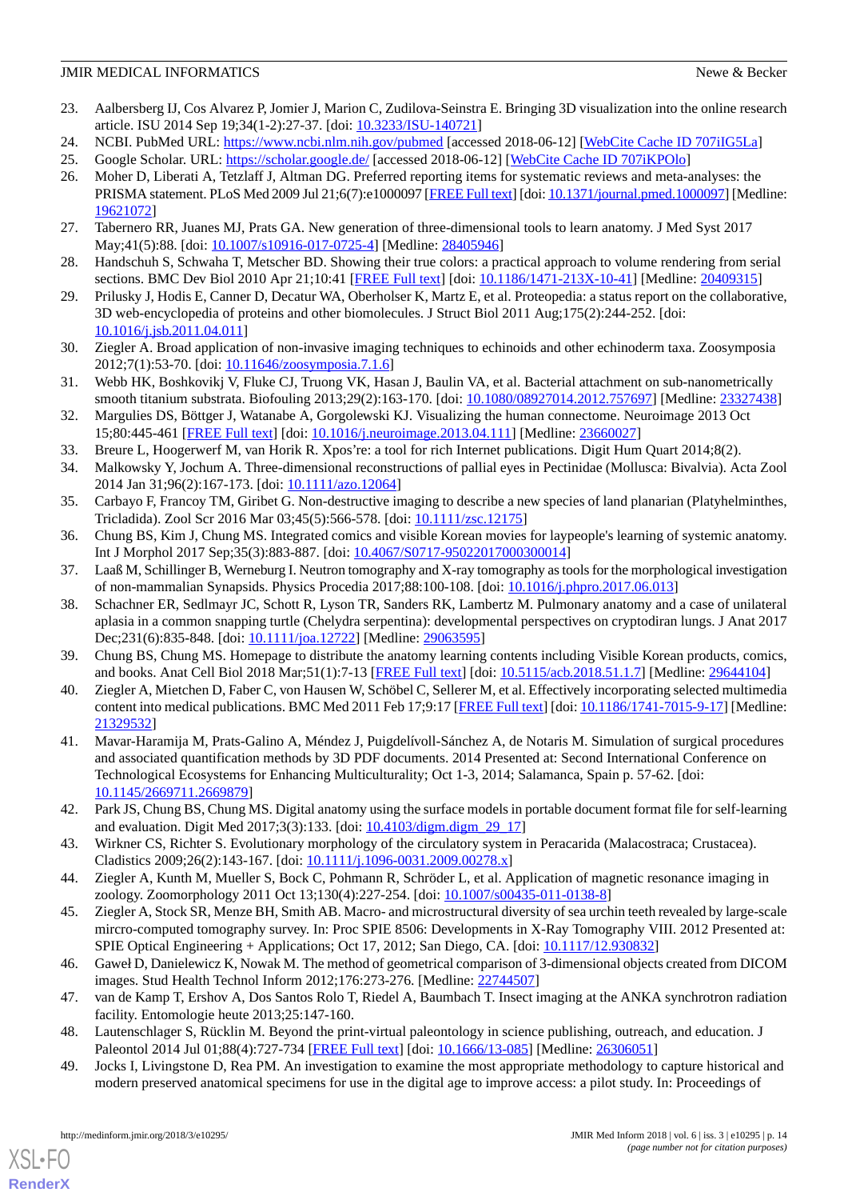23. Aalbersberg IJ, Cos Alvarez P, Jomier J, Marion C, Zudilova-Seinstra E. Bringing 3D visualization into the online research article. ISU 2014 Sep 19;34(1-2):27-37. [doi: 10.3233/ISU-140721]
24. NCBI. PubMed URL: https://www.ncbi.nlm.nih.gov/pubmed [accessed 2018-06-12] [WebCite Cache ID 707iIG5La]
25. Google Scholar. URL: https://scholar.google.de/ [accessed 2018-06-12] [WebCite Cache ID 707iKPOlo]
26. Moher D, Liberati A, Tetzlaff J, Altman DG. Preferred reporting items for systematic reviews and meta-analyses: the PRISMA statement. PLoS Med 2009 Jul 21;6(7):e1000097 [FREE Full text] [doi: 10.1371/journal.pmed.1000097] [Medline: 19621072]
27. Tabernero RR, Juanes MJ, Prats GA. New generation of three-dimensional tools to learn anatomy. J Med Syst 2017 May;41(5):88. [doi: 10.1007/s10916-017-0725-4] [Medline: 28405946]
28. Handschuh S, Schwaha T, Metscher BD. Showing their true colors: a practical approach to volume rendering from serial sections. BMC Dev Biol 2010 Apr 21;10:41 [FREE Full text] [doi: 10.1186/1471-213X-10-41] [Medline: 20409315]
29. Prilusky J, Hodis E, Canner D, Decatur WA, Oberholser K, Martz E, et al. Proteopedia: a status report on the collaborative, 3D web-encyclopedia of proteins and other biomolecules. J Struct Biol 2011 Aug;175(2):244-252. [doi: 10.1016/j.jsb.2011.04.011]
30. Ziegler A. Broad application of non-invasive imaging techniques to echinoids and other echinoderm taxa. Zoosymposia 2012;7(1):53-70. [doi: 10.11646/zoosymposia.7.1.6]
31. Webb HK, Boshkovikj V, Fluke CJ, Truong VK, Hasan J, Baulin VA, et al. Bacterial attachment on sub-nanometrically smooth titanium substrata. Biofouling 2013;29(2):163-170. [doi: 10.1080/08927014.2012.757697] [Medline: 23327438]
32. Margulies DS, Böttger J, Watanabe A, Gorgolewski KJ. Visualizing the human connectome. Neuroimage 2013 Oct 15;80:445-461 [FREE Full text] [doi: 10.1016/j.neuroimage.2013.04.111] [Medline: 23660027]
33. Breure L, Hoogerwerf M, van Horik R. Xpos're: a tool for rich Internet publications. Digit Hum Quart 2014;8(2).
34. Malkowsky Y, Jochum A. Three-dimensional reconstructions of pallial eyes in Pectinidae (Mollusca: Bivalvia). Acta Zool 2014 Jan 31;96(2):167-173. [doi: 10.1111/azo.12064]
35. Carbayo F, Francoy TM, Giribet G. Non-destructive imaging to describe a new species of land planarian (Platyhelminthes, Tricladida). Zool Scr 2016 Mar 03;45(5):566-578. [doi: 10.1111/zsc.12175]
36. Chung BS, Kim J, Chung MS. Integrated comics and visible Korean movies for laypeople's learning of systemic anatomy. Int J Morphol 2017 Sep;35(3):883-887. [doi: 10.4067/S0717-95022017000300014]
37. Laaß M, Schillinger B, Werneburg I. Neutron tomography and X-ray tomography as tools for the morphological investigation of non-mammalian Synapsids. Physics Procedia 2017;88:100-108. [doi: 10.1016/j.phpro.2017.06.013]
38. Schachner ER, Sedlmayr JC, Schott R, Lyson TR, Sanders RK, Lambertz M. Pulmonary anatomy and a case of unilateral aplasia in a common snapping turtle (Chelydra serpentina): developmental perspectives on cryptodiran lungs. J Anat 2017 Dec;231(6):835-848. [doi: 10.1111/joa.12722] [Medline: 29063595]
39. Chung BS, Chung MS. Homepage to distribute the anatomy learning contents including Visible Korean products, comics, and books. Anat Cell Biol 2018 Mar;51(1):7-13 [FREE Full text] [doi: 10.5115/acb.2018.51.1.7] [Medline: 29644104]
40. Ziegler A, Mietchen D, Faber C, von Hausen W, Schöbel C, Sellerer M, et al. Effectively incorporating selected multimedia content into medical publications. BMC Med 2011 Feb 17;9:17 [FREE Full text] [doi: 10.1186/1741-7015-9-17] [Medline: 21329532]
41. Mavar-Haramija M, Prats-Galino A, Méndez J, Puigdelívoll-Sánchez A, de Notaris M. Simulation of surgical procedures and associated quantification methods by 3D PDF documents. 2014 Presented at: Second International Conference on Technological Ecosystems for Enhancing Multiculturality; Oct 1-3, 2014; Salamanca, Spain p. 57-62. [doi: 10.1145/2669711.2669879]
42. Park JS, Chung BS, Chung MS. Digital anatomy using the surface models in portable document format file for self-learning and evaluation. Digit Med 2017;3(3):133. [doi: 10.4103/digm.digm_29_17]
43. Wirkner CS, Richter S. Evolutionary morphology of the circulatory system in Peracarida (Malacostraca; Crustacea). Cladistics 2009;26(2):143-167. [doi: 10.1111/j.1096-0031.2009.00278.x]
44. Ziegler A, Kunth M, Mueller S, Bock C, Pohmann R, Schröder L, et al. Application of magnetic resonance imaging in zoology. Zoomorphology 2011 Oct 13;130(4):227-254. [doi: 10.1007/s00435-011-0138-8]
45. Ziegler A, Stock SR, Menze BH, Smith AB. Macro- and microstructural diversity of sea urchin teeth revealed by large-scale mircro-computed tomography survey. In: Proc SPIE 8506: Developments in X-Ray Tomography VIII. 2012 Presented at: SPIE Optical Engineering + Applications; Oct 17, 2012; San Diego, CA. [doi: 10.1117/12.930832]
46. Gaweł D, Danielewicz K, Nowak M. The method of geometrical comparison of 3-dimensional objects created from DICOM images. Stud Health Technol Inform 2012;176:273-276. [Medline: 22744507]
47. van de Kamp T, Ershov A, Dos Santos Rolo T, Riedel A, Baumbach T. Insect imaging at the ANKA synchrotron radiation facility. Entomologie heute 2013;25:147-160.
48. Lautenschlager S, Rücklin M. Beyond the print-virtual paleontology in science publishing, outreach, and education. J Paleontol 2014 Jul 01;88(4):727-734 [FREE Full text] [doi: 10.1666/13-085] [Medline: 26306051]
49. Jocks I, Livingstone D, Rea PM. An investigation to examine the most appropriate methodology to capture historical and modern preserved anatomical specimens for use in the digital age to improve access: a pilot study. In: Proceedings of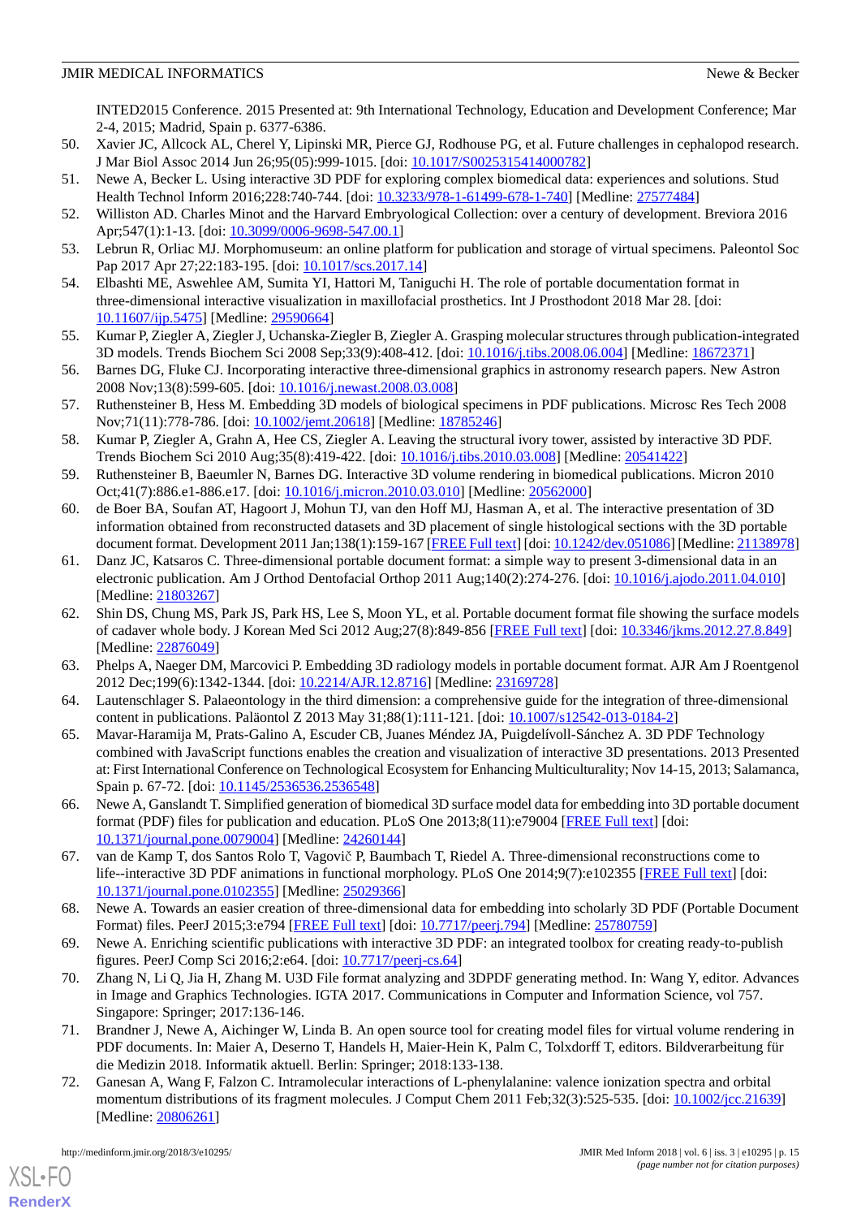INTED2015 Conference. 2015 Presented at: 9th International Technology, Education and Development Conference; Mar 2-4, 2015; Madrid, Spain p. 6377-6386.

50. Xavier JC, Allcock AL, Cherel Y, Lipinski MR, Pierce GJ, Rodhouse PG, et al. Future challenges in cephalopod research. J Mar Biol Assoc 2014 Jun 26;95(05):999-1015. [doi: 10.1017/S0025315414000782]
51. Newe A, Becker L. Using interactive 3D PDF for exploring complex biomedical data: experiences and solutions. Stud Health Technol Inform 2016;228:740-744. [doi: 10.3233/978-1-61499-678-1-740] [Medline: 27577484]
52. Williston AD. Charles Minot and the Harvard Embryological Collection: over a century of development. Breviora 2016 Apr;547(1):1-13. [doi: 10.3099/0006-9698-547.00.1]
53. Lebrun R, Orliac MJ. Morphomuseum: an online platform for publication and storage of virtual specimens. Paleontol Soc Pap 2017 Apr 27;22:183-195. [doi: 10.1017/scs.2017.14]
54. Elbashti ME, Aswehlee AM, Sumita YI, Hattori M, Taniguchi H. The role of portable documentation format in three-dimensional interactive visualization in maxillofacial prosthetics. Int J Prosthodont 2018 Mar 28. [doi: 10.11607/ijp.5475] [Medline: 29590664]
55. Kumar P, Ziegler A, Ziegler J, Uchanska-Ziegler B, Ziegler A. Grasping molecular structures through publication-integrated 3D models. Trends Biochem Sci 2008 Sep;33(9):408-412. [doi: 10.1016/j.tibs.2008.06.004] [Medline: 18672371]
56. Barnes DG, Fluke CJ. Incorporating interactive three-dimensional graphics in astronomy research papers. New Astron 2008 Nov;13(8):599-605. [doi: 10.1016/j.newast.2008.03.008]
57. Ruthensteiner B, Hess M. Embedding 3D models of biological specimens in PDF publications. Microsc Res Tech 2008 Nov;71(11):778-786. [doi: 10.1002/jemt.20618] [Medline: 18785246]
58. Kumar P, Ziegler A, Grahn A, Hee CS, Ziegler A. Leaving the structural ivory tower, assisted by interactive 3D PDF. Trends Biochem Sci 2010 Aug;35(8):419-422. [doi: 10.1016/j.tibs.2010.03.008] [Medline: 20541422]
59. Ruthensteiner B, Baeumler N, Barnes DG. Interactive 3D volume rendering in biomedical publications. Micron 2010 Oct;41(7):886.e1-886.e17. [doi: 10.1016/j.micron.2010.03.010] [Medline: 20562000]
60. de Boer BA, Soufan AT, Hagoort J, Mohun TJ, van den Hoff MJ, Hasman A, et al. The interactive presentation of 3D information obtained from reconstructed datasets and 3D placement of single histological sections with the 3D portable document format. Development 2011 Jan;138(1):159-167 [FREE Full text] [doi: 10.1242/dev.051086] [Medline: 21138978]
61. Danz JC, Katsaros C. Three-dimensional portable document format: a simple way to present 3-dimensional data in an electronic publication. Am J Orthod Dentofacial Orthop 2011 Aug;140(2):274-276. [doi: 10.1016/j.ajodo.2011.04.010] [Medline: 21803267]
62. Shin DS, Chung MS, Park JS, Park HS, Lee S, Moon YL, et al. Portable document format file showing the surface models of cadaver whole body. J Korean Med Sci 2012 Aug;27(8):849-856 [FREE Full text] [doi: 10.3346/jkms.2012.27.8.849] [Medline: 22876049]
63. Phelps A, Naeger DM, Marcovici P. Embedding 3D radiology models in portable document format. AJR Am J Roentgenol 2012 Dec;199(6):1342-1344. [doi: 10.2214/AJR.12.8716] [Medline: 23169728]
64. Lautenschlager S. Palaeontology in the third dimension: a comprehensive guide for the integration of three-dimensional content in publications. Paläontol Z 2013 May 31;88(1):111-121. [doi: 10.1007/s12542-013-0184-2]
65. Mavar-Haramija M, Prats-Galino A, Escuder CB, Juanes Méndez JA, Puigdelívoll-Sánchez A. 3D PDF Technology combined with JavaScript functions enables the creation and visualization of interactive 3D presentations. 2013 Presented at: First International Conference on Technological Ecosystem for Enhancing Multiculturality; Nov 14-15, 2013; Salamanca, Spain p. 67-72. [doi: 10.1145/2536536.2536548]
66. Newe A, Ganslandt T. Simplified generation of biomedical 3D surface model data for embedding into 3D portable document format (PDF) files for publication and education. PLoS One 2013;8(11):e79004 [FREE Full text] [doi: 10.1371/journal.pone.0079004] [Medline: 24260144]
67. van de Kamp T, dos Santos Rolo T, Vagovič P, Baumbach T, Riedel A. Three-dimensional reconstructions come to life--interactive 3D PDF animations in functional morphology. PLoS One 2014;9(7):e102355 [FREE Full text] [doi: 10.1371/journal.pone.0102355] [Medline: 25029366]
68. Newe A. Towards an easier creation of three-dimensional data for embedding into scholarly 3D PDF (Portable Document Format) files. PeerJ 2015;3:e794 [FREE Full text] [doi: 10.7717/peerj.794] [Medline: 25780759]
69. Newe A. Enriching scientific publications with interactive 3D PDF: an integrated toolbox for creating ready-to-publish figures. PeerJ Comp Sci 2016;2:e64. [doi: 10.7717/peerj-cs.64]
70. Zhang N, Li Q, Jia H, Zhang M. U3D File format analyzing and 3DPDF generating method. In: Wang Y, editor. Advances in Image and Graphics Technologies. IGTA 2017. Communications in Computer and Information Science, vol 757. Singapore: Springer; 2017:136-146.
71. Brandner J, Newe A, Aichinger W, Linda B. An open source tool for creating model files for virtual volume rendering in PDF documents. In: Maier A, Deserno T, Handels H, Maier-Hein K, Palm C, Tolxdorff T, editors. Bildverarbeitung für die Medizin 2018. Informatik aktuell. Berlin: Springer; 2018:133-138.
72. Ganesan A, Wang F, Falzon C. Intramolecular interactions of L-phenylalanine: valence ionization spectra and orbital momentum distributions of its fragment molecules. J Comput Chem 2011 Feb;32(3):525-535. [doi: 10.1002/jcc.21639] [Medline: 20806261]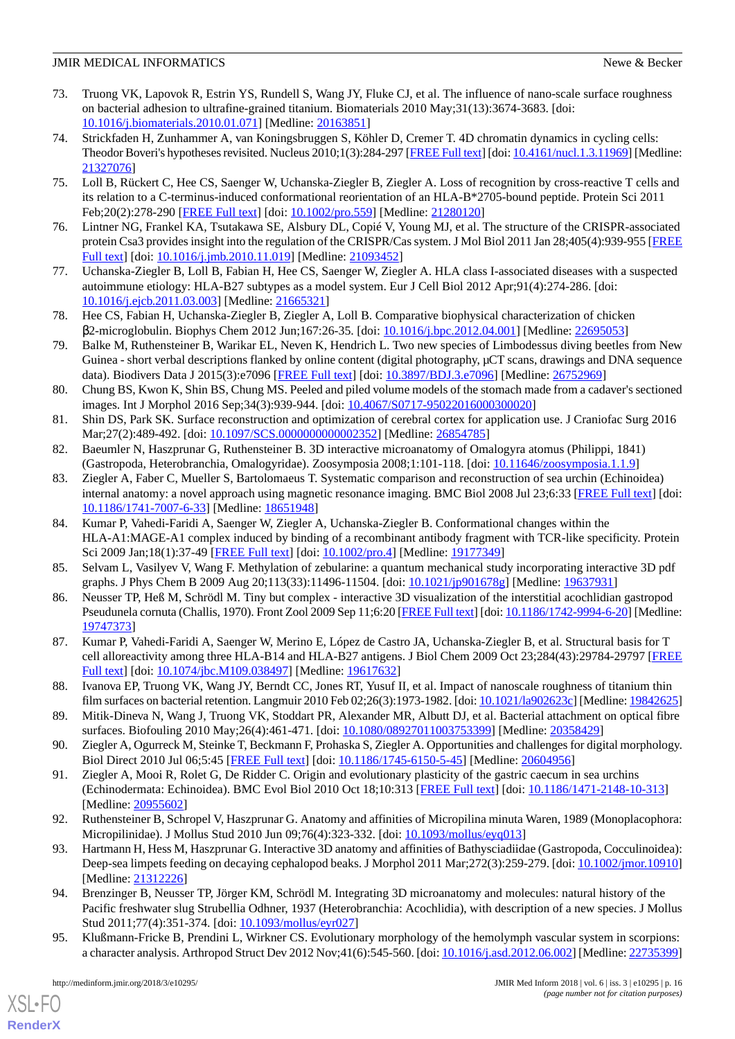73. Truong VK, Lapovok R, Estrin YS, Rundell S, Wang JY, Fluke CJ, et al. The influence of nano-scale surface roughness on bacterial adhesion to ultrafine-grained titanium. Biomaterials 2010 May;31(13):3674-3683. [doi: 10.1016/j.biomaterials.2010.01.071] [Medline: 20163851]
74. Strickfaden H, Zunhammer A, van Koningsbruggen S, Köhler D, Cremer T. 4D chromatin dynamics in cycling cells: Theodor Boveri's hypotheses revisited. Nucleus 2010;1(3):284-297 [FREE Full text] [doi: 10.4161/nucl.1.3.11969] [Medline: 21327076]
75. Loll B, Rückert C, Hee CS, Saenger W, Uchanska-Ziegler B, Ziegler A. Loss of recognition by cross-reactive T cells and its relation to a C-terminus-induced conformational reorientation of an HLA-B*2705-bound peptide. Protein Sci 2011 Feb;20(2):278-290 [FREE Full text] [doi: 10.1002/pro.559] [Medline: 21280120]
76. Lintner NG, Frankel KA, Tsutakawa SE, Alsbury DL, Copié V, Young MJ, et al. The structure of the CRISPR-associated protein Csa3 provides insight into the regulation of the CRISPR/Cas system. J Mol Biol 2011 Jan 28;405(4):939-955 [FREE Full text] [doi: 10.1016/j.jmb.2010.11.019] [Medline: 21093452]
77. Uchanska-Ziegler B, Loll B, Fabian H, Hee CS, Saenger W, Ziegler A. HLA class I-associated diseases with a suspected autoimmune etiology: HLA-B27 subtypes as a model system. Eur J Cell Biol 2012 Apr;91(4):274-286. [doi: 10.1016/j.ejcb.2011.03.003] [Medline: 21665321]
78. Hee CS, Fabian H, Uchanska-Ziegler B, Ziegler A, Loll B. Comparative biophysical characterization of chicken β2-microglobulin. Biophys Chem 2012 Jun;167:26-35. [doi: 10.1016/j.bpc.2012.04.001] [Medline: 22695053]
79. Balke M, Ruthensteiner B, Warikar EL, Neven K, Hendrich L. Two new species of Limbodessus diving beetles from New Guinea - short verbal descriptions flanked by online content (digital photography, µCT scans, drawings and DNA sequence data). Biodivers Data J 2015(3):e7096 [FREE Full text] [doi: 10.3897/BDJ.3.e7096] [Medline: 26752969]
80. Chung BS, Kwon K, Shin BS, Chung MS. Peeled and piled volume models of the stomach made from a cadaver's sectioned images. Int J Morphol 2016 Sep;34(3):939-944. [doi: 10.4067/S0717-95022016000300020]
81. Shin DS, Park SK. Surface reconstruction and optimization of cerebral cortex for application use. J Craniofac Surg 2016 Mar;27(2):489-492. [doi: 10.1097/SCS.0000000000002352] [Medline: 26854785]
82. Baeumler N, Haszprunar G, Ruthensteiner B. 3D interactive microanatomy of Omalogyra atomus (Philippi, 1841) (Gastropoda, Heterobranchia, Omalogyridae). Zoosymposia 2008;1:101-118. [doi: 10.11646/zoosymposia.1.1.9]
83. Ziegler A, Faber C, Mueller S, Bartolomaeus T. Systematic comparison and reconstruction of sea urchin (Echinoidea) internal anatomy: a novel approach using magnetic resonance imaging. BMC Biol 2008 Jul 23;6:33 [FREE Full text] [doi: 10.1186/1741-7007-6-33] [Medline: 18651948]
84. Kumar P, Vahedi-Faridi A, Saenger W, Ziegler A, Uchanska-Ziegler B. Conformational changes within the HLA-A1:MAGE-A1 complex induced by binding of a recombinant antibody fragment with TCR-like specificity. Protein Sci 2009 Jan;18(1):37-49 [FREE Full text] [doi: 10.1002/pro.4] [Medline: 19177349]
85. Selvam L, Vasilyev V, Wang F. Methylation of zebularine: a quantum mechanical study incorporating interactive 3D pdf graphs. J Phys Chem B 2009 Aug 20;113(33):11496-11504. [doi: 10.1021/jp901678g] [Medline: 19637931]
86. Neusser TP, Heß M, Schrödl M. Tiny but complex - interactive 3D visualization of the interstitial acochlidian gastropod Pseudunela cornuta (Challis, 1970). Front Zool 2009 Sep 11;6:20 [FREE Full text] [doi: 10.1186/1742-9994-6-20] [Medline: 19747373]
87. Kumar P, Vahedi-Faridi A, Saenger W, Merino E, López de Castro JA, Uchanska-Ziegler B, et al. Structural basis for T cell alloreactivity among three HLA-B14 and HLA-B27 antigens. J Biol Chem 2009 Oct 23;284(43):29784-29797 [FREE Full text] [doi: 10.1074/jbc.M109.038497] [Medline: 19617632]
88. Ivanova EP, Truong VK, Wang JY, Berndt CC, Jones RT, Yusuf II, et al. Impact of nanoscale roughness of titanium thin film surfaces on bacterial retention. Langmuir 2010 Feb 02;26(3):1973-1982. [doi: 10.1021/la902623c] [Medline: 19842625]
89. Mitik-Dineva N, Wang J, Truong VK, Stoddart PR, Alexander MR, Albutt DJ, et al. Bacterial attachment on optical fibre surfaces. Biofouling 2010 May;26(4):461-471. [doi: 10.1080/08927011003753399] [Medline: 20358429]
90. Ziegler A, Ogurreck M, Steinke T, Beckmann F, Prohaska S, Ziegler A. Opportunities and challenges for digital morphology. Biol Direct 2010 Jul 06;5:45 [FREE Full text] [doi: 10.1186/1745-6150-5-45] [Medline: 20604956]
91. Ziegler A, Mooi R, Rolet G, De Ridder C. Origin and evolutionary plasticity of the gastric caecum in sea urchins (Echinodermata: Echinoidea). BMC Evol Biol 2010 Oct 18;10:313 [FREE Full text] [doi: 10.1186/1471-2148-10-313] [Medline: 20955602]
92. Ruthensteiner B, Schropel V, Haszprunar G. Anatomy and affinities of Micropilina minuta Waren, 1989 (Monoplacophora: Micropilinidae). J Mollus Stud 2010 Jun 09;76(4):323-332. [doi: 10.1093/mollus/eyq013]
93. Hartmann H, Hess M, Haszprunar G. Interactive 3D anatomy and affinities of Bathysciadiidae (Gastropoda, Cocculinoidea): Deep-sea limpets feeding on decaying cephalopod beaks. J Morphol 2011 Mar;272(3):259-279. [doi: 10.1002/jmor.10910] [Medline: 21312226]
94. Brenzinger B, Neusser TP, Jörger KM, Schrödl M. Integrating 3D microanatomy and molecules: natural history of the Pacific freshwater slug Strubellia Odhner, 1937 (Heterobranchia: Acochlidia), with description of a new species. J Mollus Stud 2011;77(4):351-374. [doi: 10.1093/mollus/eyr027]
95. Klußmann-Fricke B, Prendini L, Wirkner CS. Evolutionary morphology of the hemolymph vascular system in scorpions: a character analysis. Arthropod Struct Dev 2012 Nov;41(6):545-560. [doi: 10.1016/j.asd.2012.06.002] [Medline: 22735399]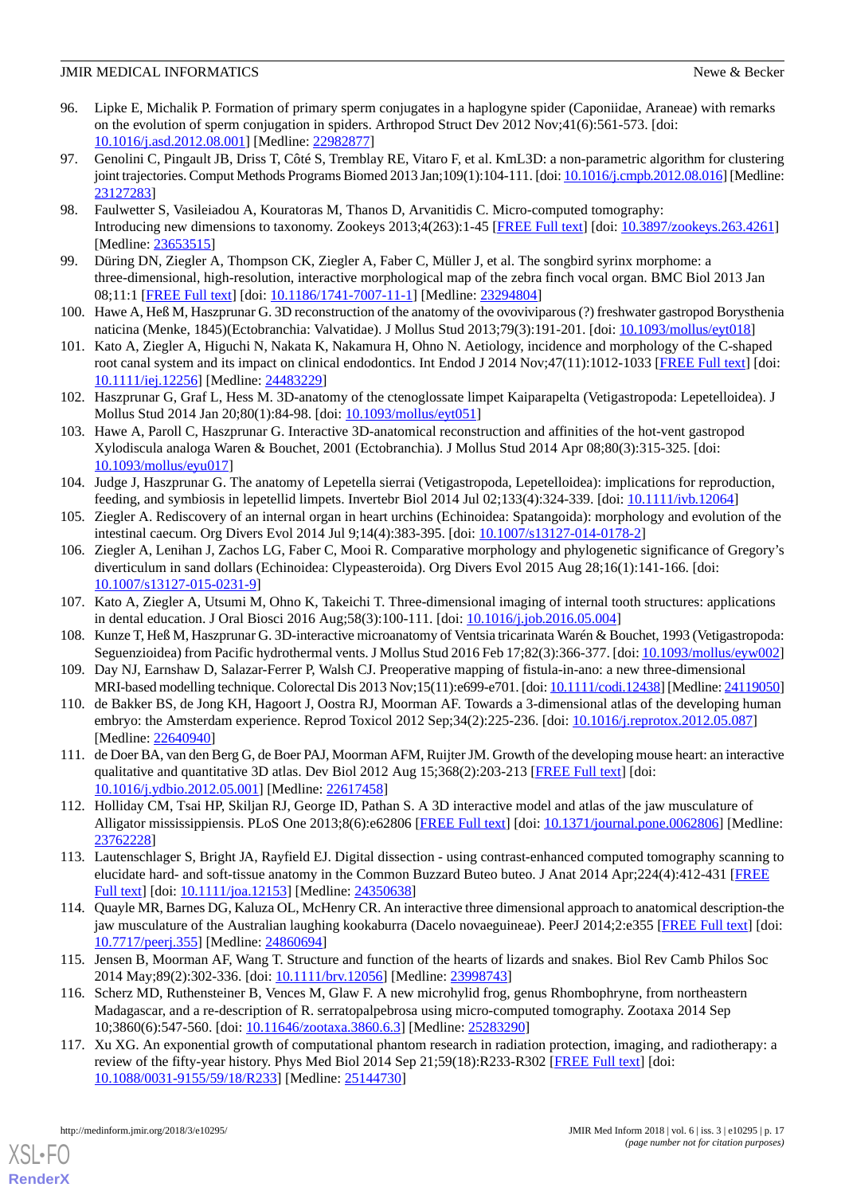96. Lipke E, Michalik P. Formation of primary sperm conjugates in a haplogyne spider (Caponiidae, Araneae) with remarks on the evolution of sperm conjugation in spiders. Arthropod Struct Dev 2012 Nov;41(6):561-573. [doi: 10.1016/j.asd.2012.08.001] [Medline: 22982877]
97. Genolini C, Pingault JB, Driss T, Côté S, Tremblay RE, Vitaro F, et al. KmL3D: a non-parametric algorithm for clustering joint trajectories. Comput Methods Programs Biomed 2013 Jan;109(1):104-111. [doi: 10.1016/j.cmpb.2012.08.016] [Medline: 23127283]
98. Faulwetter S, Vasileiadou A, Kouratoras M, Thanos D, Arvanitidis C. Micro-computed tomography: Introducing new dimensions to taxonomy. Zookeys 2013;4(263):1-45 [FREE Full text] [doi: 10.3897/zookeys.263.4261] [Medline: 23653515]
99. Düring DN, Ziegler A, Thompson CK, Ziegler A, Faber C, Müller J, et al. The songbird syrinx morphome: a three-dimensional, high-resolution, interactive morphological map of the zebra finch vocal organ. BMC Biol 2013 Jan 08;11:1 [FREE Full text] [doi: 10.1186/1741-7007-11-1] [Medline: 23294804]
100. Hawe A, Heß M, Haszprunar G. 3D reconstruction of the anatomy of the ovoviviparous (?) freshwater gastropod Borysthenia naticina (Menke, 1845)(Ectobranchia: Valvatidae). J Mollus Stud 2013;79(3):191-201. [doi: 10.1093/mollus/eyt018]
101. Kato A, Ziegler A, Higuchi N, Nakata K, Nakamura H, Ohno N. Aetiology, incidence and morphology of the C-shaped root canal system and its impact on clinical endodontics. Int Endod J 2014 Nov;47(11):1012-1033 [FREE Full text] [doi: 10.1111/iej.12256] [Medline: 24483229]
102. Haszprunar G, Graf L, Hess M. 3D-anatomy of the ctenoglossate limpet Kaiparapelta (Vetigastropoda: Lepetelloidea). J Mollus Stud 2014 Jan 20;80(1):84-98. [doi: 10.1093/mollus/eyt051]
103. Hawe A, Paroll C, Haszprunar G. Interactive 3D-anatomical reconstruction and affinities of the hot-vent gastropod Xylodiscula analoga Waren & Bouchet, 2001 (Ectobranchia). J Mollus Stud 2014 Apr 08;80(3):315-325. [doi: 10.1093/mollus/eyu017]
104. Judge J, Haszprunar G. The anatomy of Lepetella sierrai (Vetigastropoda, Lepetelloidea): implications for reproduction, feeding, and symbiosis in lepetellid limpets. Invertebr Biol 2014 Jul 02;133(4):324-339. [doi: 10.1111/ivb.12064]
105. Ziegler A. Rediscovery of an internal organ in heart urchins (Echinoidea: Spatangoida): morphology and evolution of the intestinal caecum. Org Divers Evol 2014 Jul 9;14(4):383-395. [doi: 10.1007/s13127-014-0178-2]
106. Ziegler A, Lenihan J, Zachos LG, Faber C, Mooi R. Comparative morphology and phylogenetic significance of Gregory's diverticulum in sand dollars (Echinoidea: Clypeasteroida). Org Divers Evol 2015 Aug 28;16(1):141-166. [doi: 10.1007/s13127-015-0231-9]
107. Kato A, Ziegler A, Utsumi M, Ohno K, Takeichi T. Three-dimensional imaging of internal tooth structures: applications in dental education. J Oral Biosci 2016 Aug;58(3):100-111. [doi: 10.1016/j.job.2016.05.004]
108. Kunze T, Heß M, Haszprunar G. 3D-interactive microanatomy of Ventsia tricarinata Warén & Bouchet, 1993 (Vetigastropoda: Seguenzioidea) from Pacific hydrothermal vents. J Mollus Stud 2016 Feb 17;82(3):366-377. [doi: 10.1093/mollus/eyw002]
109. Day NJ, Earnshaw D, Salazar-Ferrer P, Walsh CJ. Preoperative mapping of fistula-in-ano: a new three-dimensional MRI-based modelling technique. Colorectal Dis 2013 Nov;15(11):e699-e701. [doi: 10.1111/codi.12438] [Medline: 24119050]
110. de Bakker BS, de Jong KH, Hagoort J, Oostra RJ, Moorman AF. Towards a 3-dimensional atlas of the developing human embryo: the Amsterdam experience. Reprod Toxicol 2012 Sep;34(2):225-236. [doi: 10.1016/j.reprotox.2012.05.087] [Medline: 22640940]
111. de Boer BA, van den Berg G, de Boer PAJ, Moorman AFM, Ruijter JM. Growth of the developing mouse heart: an interactive qualitative and quantitative 3D atlas. Dev Biol 2012 Aug 15;368(2):203-213 [FREE Full text] [doi: 10.1016/j.ydbio.2012.05.001] [Medline: 22617458]
112. Holliday CM, Tsai HP, Skiljan RJ, George ID, Pathan S. A 3D interactive model and atlas of the jaw musculature of Alligator mississippiensis. PLoS One 2013;8(6):e62806 [FREE Full text] [doi: 10.1371/journal.pone.0062806] [Medline: 23762228]
113. Lautenschlager S, Bright JA, Rayfield EJ. Digital dissection - using contrast-enhanced computed tomography scanning to elucidate hard- and soft-tissue anatomy in the Common Buzzard Buteo buteo. J Anat 2014 Apr;224(4):412-431 [FREE Full text] [doi: 10.1111/joa.12153] [Medline: 24350638]
114. Quayle MR, Barnes DG, Kaluza OL, McHenry CR. An interactive three dimensional approach to anatomical description-the jaw musculature of the Australian laughing kookaburra (Dacelo novaeguineae). PeerJ 2014;2:e355 [FREE Full text] [doi: 10.7717/peerj.355] [Medline: 24860694]
115. Jensen B, Moorman AF, Wang T. Structure and function of the hearts of lizards and snakes. Biol Rev Camb Philos Soc 2014 May;89(2):302-336. [doi: 10.1111/brv.12056] [Medline: 23998743]
116. Scherz MD, Ruthensteiner B, Vences M, Glaw F. A new microhylid frog, genus Rhombophryne, from northeastern Madagascar, and a re-description of R. serratopalpebrosa using micro-computed tomography. Zootaxa 2014 Sep 10;3860(6):547-560. [doi: 10.11646/zootaxa.3860.6.3] [Medline: 25283290]
117. Xu XG. An exponential growth of computational phantom research in radiation protection, imaging, and radiotherapy: a review of the fifty-year history. Phys Med Biol 2014 Sep 21;59(18):R233-R302 [FREE Full text] [doi: 10.1088/0031-9155/59/18/R233] [Medline: 25144730]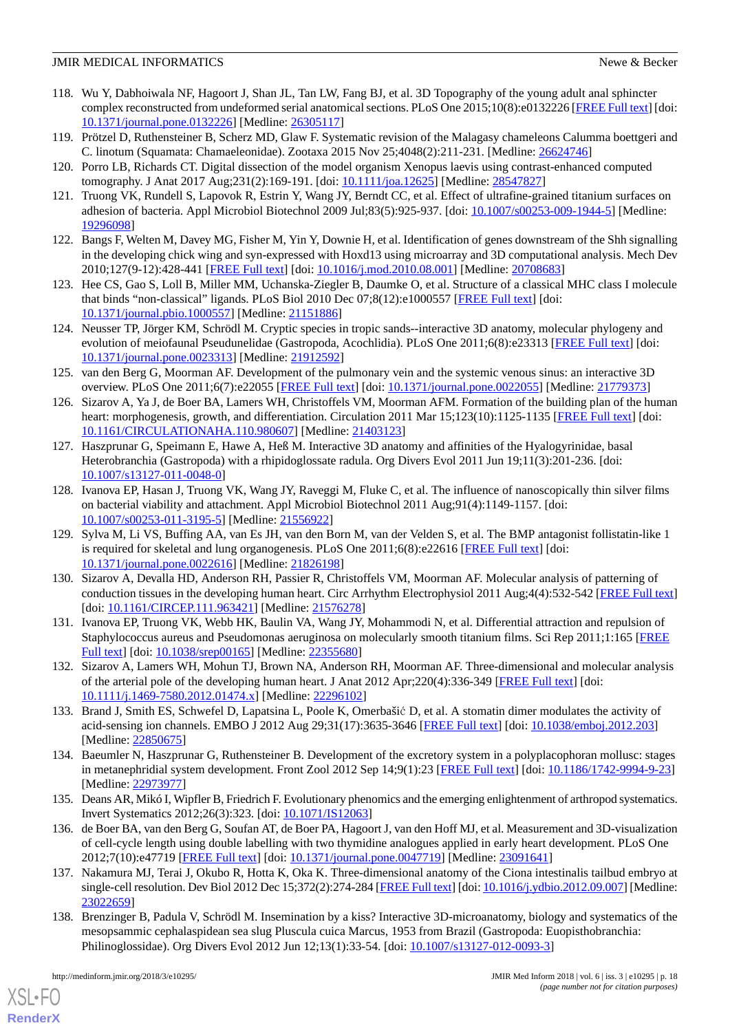118. Wu Y, Dabhoiwala NF, Hagoort J, Shan JL, Tan LW, Fang BJ, et al. 3D Topography of the young adult anal sphincter complex reconstructed from undeformed serial anatomical sections. PLoS One 2015;10(8):e0132226 [FREE Full text] [doi: 10.1371/journal.pone.0132226] [Medline: 26305117]
119. Prötzel D, Ruthensteiner B, Scherz MD, Glaw F. Systematic revision of the Malagasy chameleons Calumma boettgeri and C. linotum (Squamata: Chamaeleonidae). Zootaxa 2015 Nov 25;4048(2):211-231. [Medline: 26624746]
120. Porro LB, Richards CT. Digital dissection of the model organism Xenopus laevis using contrast-enhanced computed tomography. J Anat 2017 Aug;231(2):169-191. [doi: 10.1111/joa.12625] [Medline: 28547827]
121. Truong VK, Rundell S, Lapovok R, Estrin Y, Wang JY, Berndt CC, et al. Effect of ultrafine-grained titanium surfaces on adhesion of bacteria. Appl Microbiol Biotechnol 2009 Jul;83(5):925-937. [doi: 10.1007/s00253-009-1944-5] [Medline: 19296098]
122. Bangs F, Welten M, Davey MG, Fisher M, Yin Y, Downie H, et al. Identification of genes downstream of the Shh signalling in the developing chick wing and syn-expressed with Hoxd13 using microarray and 3D computational analysis. Mech Dev 2010;127(9-12):428-441 [FREE Full text] [doi: 10.1016/j.mod.2010.08.001] [Medline: 20708683]
123. Hee CS, Gao S, Loll B, Miller MM, Uchanska-Ziegler B, Daumke O, et al. Structure of a classical MHC class I molecule that binds "non-classical" ligands. PLoS Biol 2010 Dec 07;8(12):e1000557 [FREE Full text] [doi: 10.1371/journal.pbio.1000557] [Medline: 21151886]
124. Neusser TP, Jörger KM, Schrödl M. Cryptic species in tropic sands--interactive 3D anatomy, molecular phylogeny and evolution of meiofaunal Pseudunelidae (Gastropoda, Acochlidia). PLoS One 2011;6(8):e23313 [FREE Full text] [doi: 10.1371/journal.pone.0023313] [Medline: 21912592]
125. van den Berg G, Moorman AF. Development of the pulmonary vein and the systemic venous sinus: an interactive 3D overview. PLoS One 2011;6(7):e22055 [FREE Full text] [doi: 10.1371/journal.pone.0022055] [Medline: 21779373]
126. Sizarov A, Ya J, de Boer BA, Lamers WH, Christoffels VM, Moorman AFM. Formation of the building plan of the human heart: morphogenesis, growth, and differentiation. Circulation 2011 Mar 15;123(10):1125-1135 [FREE Full text] [doi: 10.1161/CIRCULATIONAHA.110.980607] [Medline: 21403123]
127. Haszprunar G, Speimann E, Hawe A, Heß M. Interactive 3D anatomy and affinities of the Hyalogyrinidae, basal Heterobranchia (Gastropoda) with a rhipidoglossate radula. Org Divers Evol 2011 Jun 19;11(3):201-236. [doi: 10.1007/s13127-011-0048-0]
128. Ivanova EP, Hasan J, Truong VK, Wang JY, Raveggi M, Fluke C, et al. The influence of nanoscopically thin silver films on bacterial viability and attachment. Appl Microbiol Biotechnol 2011 Aug;91(4):1149-1157. [doi: 10.1007/s00253-011-3195-5] [Medline: 21556922]
129. Sylva M, Li VS, Buffing AA, van Es JH, van den Born M, van der Velden S, et al. The BMP antagonist follistatin-like 1 is required for skeletal and lung organogenesis. PLoS One 2011;6(8):e22616 [FREE Full text] [doi: 10.1371/journal.pone.0022616] [Medline: 21826198]
130. Sizarov A, Devalla HD, Anderson RH, Passier R, Christoffels VM, Moorman AF. Molecular analysis of patterning of conduction tissues in the developing human heart. Circ Arrhythm Electrophysiol 2011 Aug;4(4):532-542 [FREE Full text] [doi: 10.1161/CIRCEP.111.963421] [Medline: 21576278]
131. Ivanova EP, Truong VK, Webb HK, Baulin VA, Wang JY, Mohammodi N, et al. Differential attraction and repulsion of Staphylococcus aureus and Pseudomonas aeruginosa on molecularly smooth titanium films. Sci Rep 2011;1:165 [FREE Full text] [doi: 10.1038/srep00165] [Medline: 22355680]
132. Sizarov A, Lamers WH, Mohun TJ, Brown NA, Anderson RH, Moorman AF. Three-dimensional and molecular analysis of the arterial pole of the developing human heart. J Anat 2012 Apr;220(4):336-349 [FREE Full text] [doi: 10.1111/j.1469-7580.2012.01474.x] [Medline: 22296102]
133. Brand J, Smith ES, Schwefel D, Lapatsina L, Poole K, Omerbašić D, et al. A stomatin dimer modulates the activity of acid-sensing ion channels. EMBO J 2012 Aug 29;31(17):3635-3646 [FREE Full text] [doi: 10.1038/emboj.2012.203] [Medline: 22850675]
134. Baeumler N, Haszprunar G, Ruthensteiner B. Development of the excretory system in a polyplacophoran mollusc: stages in metanephridial system development. Front Zool 2012 Sep 14;9(1):23 [FREE Full text] [doi: 10.1186/1742-9994-9-23] [Medline: 22973977]
135. Deans AR, Mikó I, Wipfler B, Friedrich F. Evolutionary phenomics and the emerging enlightenment of arthropod systematics. Invert Systematics 2012;26(3):323. [doi: 10.1071/IS12063]
136. de Boer BA, van den Berg G, Soufan AT, de Boer PA, Hagoort J, van den Hoff MJ, et al. Measurement and 3D-visualization of cell-cycle length using double labelling with two thymidine analogues applied in early heart development. PLoS One 2012;7(10):e47719 [FREE Full text] [doi: 10.1371/journal.pone.0047719] [Medline: 23091641]
137. Nakamura MJ, Terai J, Okubo R, Hotta K, Oka K. Three-dimensional anatomy of the Ciona intestinalis tailbud embryo at single-cell resolution. Dev Biol 2012 Dec 15;372(2):274-284 [FREE Full text] [doi: 10.1016/j.ydbio.2012.09.007] [Medline: 23022659]
138. Brenzinger B, Padula V, Schrödl M. Insemination by a kiss? Interactive 3D-microanatomy, biology and systematics of the mesopsammic cephalaspidean sea slug Pluscula cuica Marcus, 1953 from Brazil (Gastropoda: Euopisthobranchia: Philinoglossidae). Org Divers Evol 2012 Jun 12;13(1):33-54. [doi: 10.1007/s13127-012-0093-3]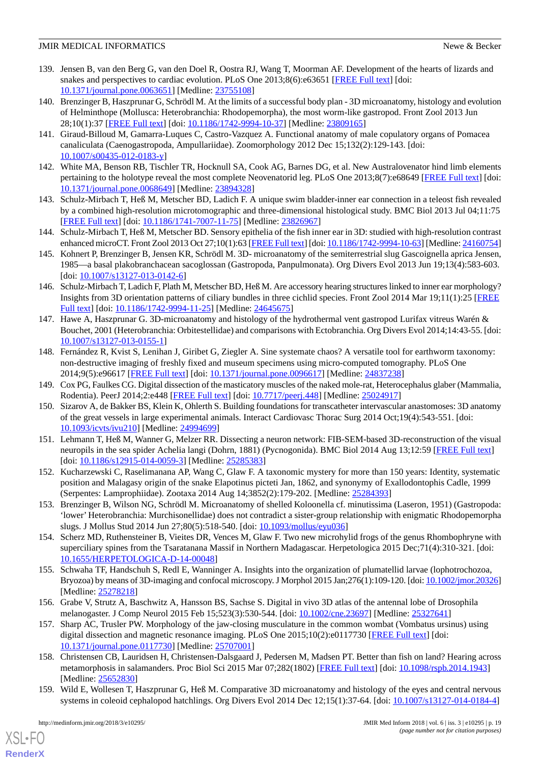139. Jensen B, van den Berg G, van den Doel R, Oostra RJ, Wang T, Moorman AF. Development of the hearts of lizards and snakes and perspectives to cardiac evolution. PLoS One 2013;8(6):e63651 [FREE Full text] [doi: 10.1371/journal.pone.0063651] [Medline: 23755108]
140. Brenzinger B, Haszprunar G, Schrödl M. At the limits of a successful body plan - 3D microanatomy, histology and evolution of Helminthope (Mollusca: Heterobranchia: Rhodopemorpha), the most worm-like gastropod. Front Zool 2013 Jun 28;10(1):37 [FREE Full text] [doi: 10.1186/1742-9994-10-37] [Medline: 23809165]
141. Giraud-Billoud M, Gamarra-Luques C, Castro-Vazquez A. Functional anatomy of male copulatory organs of Pomacea canaliculata (Caenogastropoda, Ampullariidae). Zoomorphology 2012 Dec 15;132(2):129-143. [doi: 10.1007/s00435-012-0183-y]
142. White MA, Benson RB, Tischler TR, Hocknull SA, Cook AG, Barnes DG, et al. New Australovenator hind limb elements pertaining to the holotype reveal the most complete Neovenatorid leg. PLoS One 2013;8(7):e68649 [FREE Full text] [doi: 10.1371/journal.pone.0068649] [Medline: 23894328]
143. Schulz-Mirbach T, Heß M, Metscher BD, Ladich F. A unique swim bladder-inner ear connection in a teleost fish revealed by a combined high-resolution microtomographic and three-dimensional histological study. BMC Biol 2013 Jul 04;11:75 [FREE Full text] [doi: 10.1186/1741-7007-11-75] [Medline: 23826967]
144. Schulz-Mirbach T, Heß M, Metscher BD. Sensory epithelia of the fish inner ear in 3D: studied with high-resolution contrast enhanced microCT. Front Zool 2013 Oct 27;10(1):63 [FREE Full text] [doi: 10.1186/1742-9994-10-63] [Medline: 24160754]
145. Kohnert P, Brenzinger B, Jensen KR, Schrödl M. 3D- microanatomy of the semiterrestrial slug Gascoignella aprica Jensen, 1985—a basal plakobranchacean sacoglossan (Gastropoda, Panpulmonata). Org Divers Evol 2013 Jun 19;13(4):583-603. [doi: 10.1007/s13127-013-0142-6]
146. Schulz-Mirbach T, Ladich F, Plath M, Metscher BD, Heß M. Are accessory hearing structures linked to inner ear morphology? Insights from 3D orientation patterns of ciliary bundles in three cichlid species. Front Zool 2014 Mar 19;11(1):25 [FREE Full text] [doi: 10.1186/1742-9994-11-25] [Medline: 24645675]
147. Hawe A, Haszprunar G. 3D-microanatomy and histology of the hydrothermal vent gastropod Lurifax vitreus Warén & Bouchet, 2001 (Heterobranchia: Orbitestellidae) and comparisons with Ectobranchia. Org Divers Evol 2014;14:43-55. [doi: 10.1007/s13127-013-0155-1]
148. Fernández R, Kvist S, Lenihan J, Giribet G, Ziegler A. Sine systemate chaos? A versatile tool for earthworm taxonomy: non-destructive imaging of freshly fixed and museum specimens using micro-computed tomography. PLoS One 2014;9(5):e96617 [FREE Full text] [doi: 10.1371/journal.pone.0096617] [Medline: 24837238]
149. Cox PG, Faulkes CG. Digital dissection of the masticatory muscles of the naked mole-rat, Heterocephalus glaber (Mammalia, Rodentia). PeerJ 2014;2:e448 [FREE Full text] [doi: 10.7717/peerj.448] [Medline: 25024917]
150. Sizarov A, de Bakker BS, Klein K, Ohlerth S. Building foundations for transcatheter intervascular anastomoses: 3D anatomy of the great vessels in large experimental animals. Interact Cardiovasc Thorac Surg 2014 Oct;19(4):543-551. [doi: 10.1093/icvts/ivu210] [Medline: 24994699]
151. Lehmann T, Heß M, Wanner G, Melzer RR. Dissecting a neuron network: FIB-SEM-based 3D-reconstruction of the visual neuropils in the sea spider Achelia langi (Dohrn, 1881) (Pycnogonida). BMC Biol 2014 Aug 13;12:59 [FREE Full text] [doi: 10.1186/s12915-014-0059-3] [Medline: 25285383]
152. Kucharzewski C, Raselimanana AP, Wang C, Glaw F. A taxonomic mystery for more than 150 years: Identity, systematic position and Malagasy origin of the snake Elapotinus picteti Jan, 1862, and synonymy of Exallodontophis Cadle, 1999 (Serpentes: Lamprophiidae). Zootaxa 2014 Aug 14;3852(2):179-202. [Medline: 25284393]
153. Brenzinger B, Wilson NG, Schrödl M. Microanatomy of shelled Koloonella cf. minutissima (Laseron, 1951) (Gastropoda: 'lower' Heterobranchia: Murchisonellidae) does not contradict a sister-group relationship with enigmatic Rhodopemorpha slugs. J Mollus Stud 2014 Jun 27;80(5):518-540. [doi: 10.1093/mollus/eyu036]
154. Scherz MD, Ruthensteiner B, Vieites DR, Vences M, Glaw F. Two new microhylid frogs of the genus Rhombophryne with superciliary spines from the Tsaratanana Massif in Northern Madagascar. Herpetologica 2015 Dec;71(4):310-321. [doi: 10.1655/HERPETOLOGICA-D-14-00048]
155. Schwaha TF, Handschuh S, Redl E, Wanninger A. Insights into the organization of plumatellid larvae (lophotrochozoa, Bryozoa) by means of 3D-imaging and confocal microscopy. J Morphol 2015 Jan;276(1):109-120. [doi: 10.1002/jmor.20326] [Medline: 25278218]
156. Grabe V, Strutz A, Baschwitz A, Hansson BS, Sachse S. Digital in vivo 3D atlas of the antennal lobe of Drosophila melanogaster. J Comp Neurol 2015 Feb 15;523(3):530-544. [doi: 10.1002/cne.23697] [Medline: 25327641]
157. Sharp AC, Trusler PW. Morphology of the jaw-closing musculature in the common wombat (Vombatus ursinus) using digital dissection and magnetic resonance imaging. PLoS One 2015;10(2):e0117730 [FREE Full text] [doi: 10.1371/journal.pone.0117730] [Medline: 25707001]
158. Christensen CB, Lauridsen H, Christensen-Dalsgaard J, Pedersen M, Madsen PT. Better than fish on land? Hearing across metamorphosis in salamanders. Proc Biol Sci 2015 Mar 07;282(1802) [FREE Full text] [doi: 10.1098/rspb.2014.1943] [Medline: 25652830]
159. Wild E, Wollesen T, Haszprunar G, Heß M. Comparative 3D microanatomy and histology of the eyes and central nervous systems in coleoid cephalopod hatchlings. Org Divers Evol 2014 Dec 12;15(1):37-64. [doi: 10.1007/s13127-014-0184-4]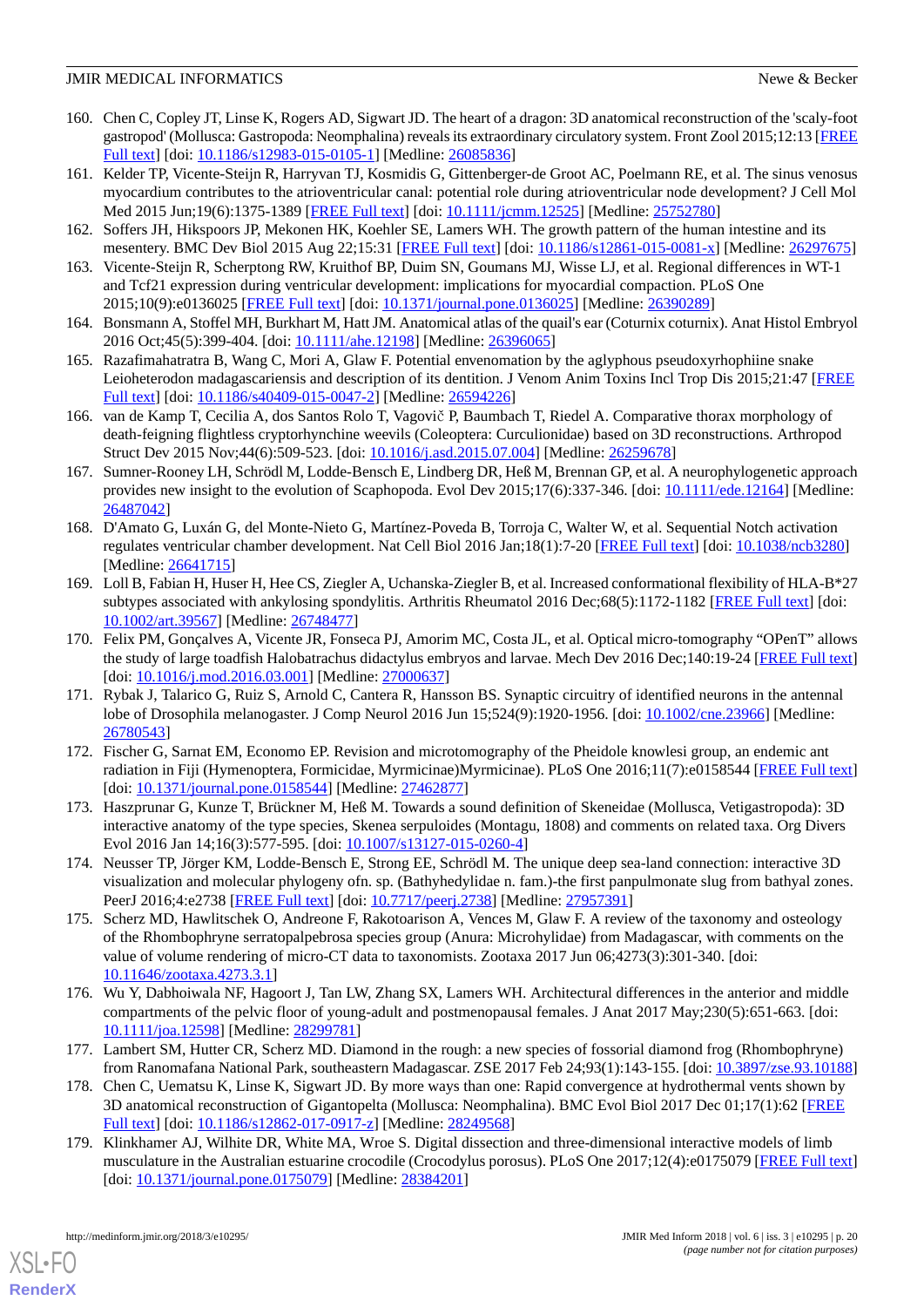160. Chen C, Copley JT, Linse K, Rogers AD, Sigwart JD. The heart of a dragon: 3D anatomical reconstruction of the 'scaly-foot gastropod' (Mollusca: Gastropoda: Neomphalina) reveals its extraordinary circulatory system. Front Zool 2015;12:13 [FREE Full text] [doi: 10.1186/s12983-015-0105-1] [Medline: 26085836]
161. Kelder TP, Vicente-Steijn R, Harryvan TJ, Kosmidis G, Gittenberger-de Groot AC, Poelmann RE, et al. The sinus venosus myocardium contributes to the atrioventricular canal: potential role during atrioventricular node development? J Cell Mol Med 2015 Jun;19(6):1375-1389 [FREE Full text] [doi: 10.1111/jcmm.12525] [Medline: 25752780]
162. Soffers JH, Hikspoors JP, Mekonen HK, Koehler SE, Lamers WH. The growth pattern of the human intestine and its mesentery. BMC Dev Biol 2015 Aug 22;15:31 [FREE Full text] [doi: 10.1186/s12861-015-0081-x] [Medline: 26297675]
163. Vicente-Steijn R, Scherptong RW, Kruithof BP, Duim SN, Goumans MJ, Wisse LJ, et al. Regional differences in WT-1 and Tcf21 expression during ventricular development: implications for myocardial compaction. PLoS One 2015;10(9):e0136025 [FREE Full text] [doi: 10.1371/journal.pone.0136025] [Medline: 26390289]
164. Bonsmann A, Stoffel MH, Burkhart M, Hatt JM. Anatomical atlas of the quail's ear (Coturnix coturnix). Anat Histol Embryol 2016 Oct;45(5):399-404. [doi: 10.1111/ahe.12198] [Medline: 26396065]
165. Razafimahatratra B, Wang C, Mori A, Glaw F. Potential envenomation by the aglyphous pseudoxyrhophiine snake Leioheterodon madagascariensis and description of its dentition. J Venom Anim Toxins Incl Trop Dis 2015;21:47 [FREE Full text] [doi: 10.1186/s40409-015-0047-2] [Medline: 26594226]
166. van de Kamp T, Cecilia A, dos Santos Rolo T, Vagovič P, Baumbach T, Riedel A. Comparative thorax morphology of death-feigning flightless cryptorhynchine weevils (Coleoptera: Curculionidae) based on 3D reconstructions. Arthropod Struct Dev 2015 Nov;44(6):509-523. [doi: 10.1016/j.asd.2015.07.004] [Medline: 26259678]
167. Sumner-Rooney LH, Schrödl M, Lodde-Bensch E, Lindberg DR, Heß M, Brennan GP, et al. A neurophylogenetic approach provides new insight to the evolution of Scaphopoda. Evol Dev 2015;17(6):337-346. [doi: 10.1111/ede.12164] [Medline: 26487042]
168. D'Amato G, Luxán G, del Monte-Nieto G, Martínez-Poveda B, Torroja C, Walter W, et al. Sequential Notch activation regulates ventricular chamber development. Nat Cell Biol 2016 Jan;18(1):7-20 [FREE Full text] [doi: 10.1038/ncb3280] [Medline: 26641715]
169. Loll B, Fabian H, Huser H, Hee CS, Ziegler A, Uchanska-Ziegler B, et al. Increased conformational flexibility of HLA-B*27 subtypes associated with ankylosing spondylitis. Arthritis Rheumatol 2016 Dec;68(5):1172-1182 [FREE Full text] [doi: 10.1002/art.39567] [Medline: 26748477]
170. Felix PM, Gonçalves A, Vicente JR, Fonseca PJ, Amorim MC, Costa JL, et al. Optical micro-tomography "OPenT" allows the study of large toadfish Halobatrachus didactylus embryos and larvae. Mech Dev 2016 Dec;140:19-24 [FREE Full text] [doi: 10.1016/j.mod.2016.03.001] [Medline: 27000637]
171. Rybak J, Talarico G, Ruiz S, Arnold C, Cantera R, Hansson BS. Synaptic circuitry of identified neurons in the antennal lobe of Drosophila melanogaster. J Comp Neurol 2016 Jun 15;524(9):1920-1956. [doi: 10.1002/cne.23966] [Medline: 26780543]
172. Fischer G, Sarnat EM, Economo EP. Revision and microtomography of the Pheidole knowlesi group, an endemic ant radiation in Fiji (Hymenoptera, Formicidae, Myrmicinae)Myrmicinae). PLoS One 2016;11(7):e0158544 [FREE Full text] [doi: 10.1371/journal.pone.0158544] [Medline: 27462877]
173. Haszprunar G, Kunze T, Brückner M, Heß M. Towards a sound definition of Skeneidae (Mollusca, Vetigastropoda): 3D interactive anatomy of the type species, Skenea serpuloides (Montagu, 1808) and comments on related taxa. Org Divers Evol 2016 Jan 14;16(3):577-595. [doi: 10.1007/s13127-015-0260-4]
174. Neusser TP, Jörger KM, Lodde-Bensch E, Strong EE, Schrödl M. The unique deep sea-land connection: interactive 3D visualization and molecular phylogeny ofn. sp. (Bathyhedylidae n. fam.)-the first panpulmonate slug from bathyal zones. PeerJ 2016;4:e2738 [FREE Full text] [doi: 10.7717/peerj.2738] [Medline: 27957391]
175. Scherz MD, Hawlitschek O, Andreone F, Rakotoarison A, Vences M, Glaw F. A review of the taxonomy and osteology of the Rhombophryne serratopalpebrosa species group (Anura: Microhylidae) from Madagascar, with comments on the value of volume rendering of micro-CT data to taxonomists. Zootaxa 2017 Jun 06;4273(3):301-340. [doi: 10.11646/zootaxa.4273.3.1]
176. Wu Y, Dabhoiwala NF, Hagoort J, Tan LW, Zhang SX, Lamers WH. Architectural differences in the anterior and middle compartments of the pelvic floor of young-adult and postmenopausal females. J Anat 2017 May;230(5):651-663. [doi: 10.1111/joa.12598] [Medline: 28299781]
177. Lambert SM, Hutter CR, Scherz MD. Diamond in the rough: a new species of fossorial diamond frog (Rhombophryne) from Ranomafana National Park, southeastern Madagascar. ZSE 2017 Feb 24;93(1):143-155. [doi: 10.3897/zse.93.10188]
178. Chen C, Uematsu K, Linse K, Sigwart JD. By more ways than one: Rapid convergence at hydrothermal vents shown by 3D anatomical reconstruction of Gigantopelta (Mollusca: Neomphalina). BMC Evol Biol 2017 Dec 01;17(1):62 [FREE Full text] [doi: 10.1186/s12862-017-0917-z] [Medline: 28249568]
179. Klinkhamer AJ, Wilhite DR, White MA, Wroe S. Digital dissection and three-dimensional interactive models of limb musculature in the Australian estuarine crocodile (Crocodylus porosus). PLoS One 2017;12(4):e0175079 [FREE Full text] [doi: 10.1371/journal.pone.0175079] [Medline: 28384201]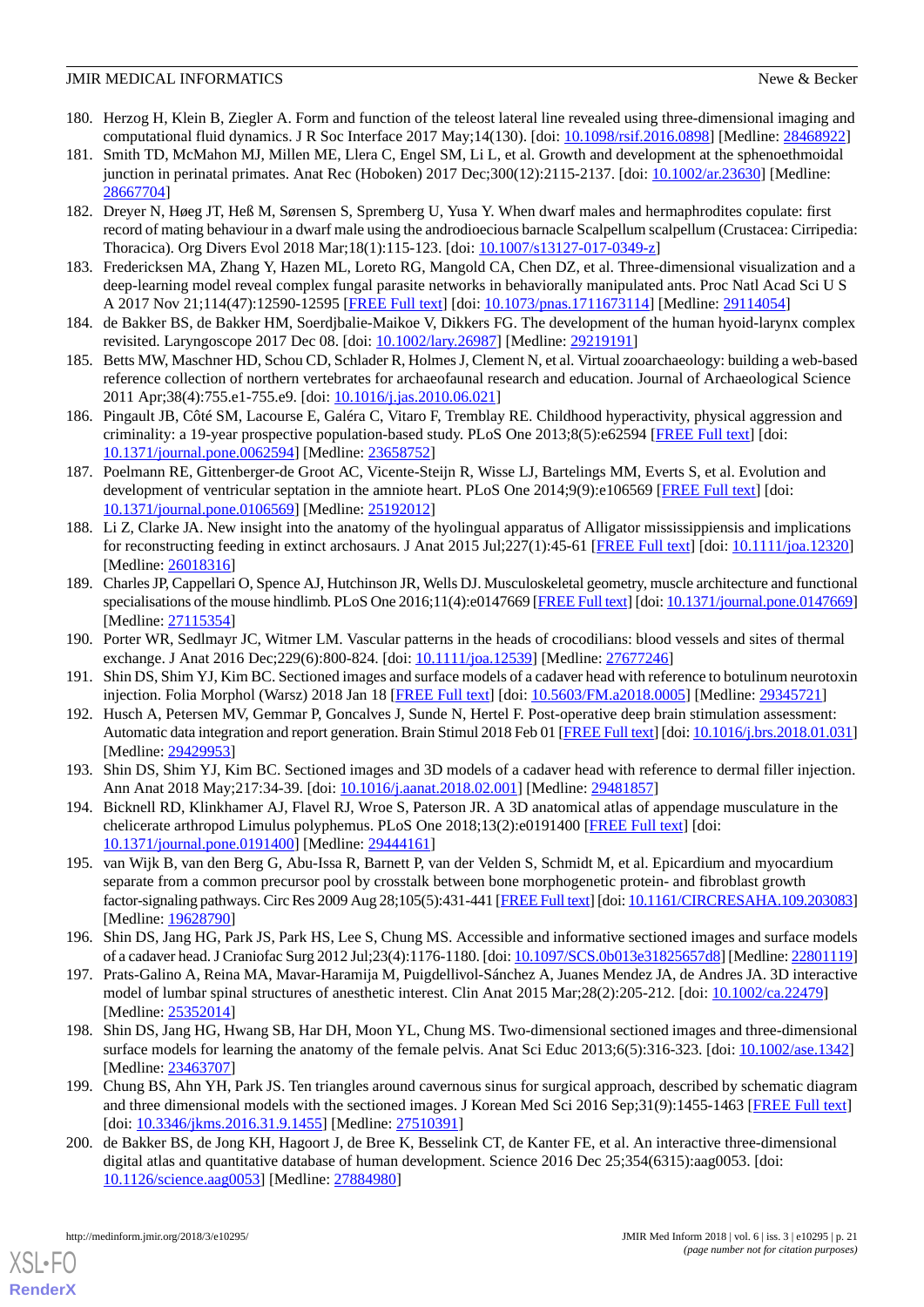180. Herzog H, Klein B, Ziegler A. Form and function of the teleost lateral line revealed using three-dimensional imaging and computational fluid dynamics. J R Soc Interface 2017 May;14(130). [doi: 10.1098/rsif.2016.0898] [Medline: 28468922]
181. Smith TD, McMahon MJ, Millen ME, Llera C, Engel SM, Li L, et al. Growth and development at the sphenoethmoidal junction in perinatal primates. Anat Rec (Hoboken) 2017 Dec;300(12):2115-2137. [doi: 10.1002/ar.23630] [Medline: 28667704]
182. Dreyer N, Høeg JT, Heß M, Sørensen S, Spremberg U, Yusa Y. When dwarf males and hermaphrodites copulate: first record of mating behaviour in a dwarf male using the androdioecious barnacle Scalpellum scalpellum (Crustacea: Cirripedia: Thoracica). Org Divers Evol 2018 Mar;18(1):115-123. [doi: 10.1007/s13127-017-0349-z]
183. Fredericksen MA, Zhang Y, Hazen ML, Loreto RG, Mangold CA, Chen DZ, et al. Three-dimensional visualization and a deep-learning model reveal complex fungal parasite networks in behaviorally manipulated ants. Proc Natl Acad Sci U S A 2017 Nov 21;114(47):12590-12595 [FREE Full text] [doi: 10.1073/pnas.1711673114] [Medline: 29114054]
184. de Bakker BS, de Bakker HM, Soerdjbalie-Maikoe V, Dikkers FG. The development of the human hyoid-larynx complex revisited. Laryngoscope 2017 Dec 08. [doi: 10.1002/lary.26987] [Medline: 29219191]
185. Betts MW, Maschner HD, Schou CD, Schlader R, Holmes J, Clement N, et al. Virtual zooarchaeology: building a web-based reference collection of northern vertebrates for archaeofaunal research and education. Journal of Archaeological Science 2011 Apr;38(4):755.e1-755.e9. [doi: 10.1016/j.jas.2010.06.021]
186. Pingault JB, Côté SM, Lacourse E, Galéra C, Vitaro F, Tremblay RE. Childhood hyperactivity, physical aggression and criminality: a 19-year prospective population-based study. PLoS One 2013;8(5):e62594 [FREE Full text] [doi: 10.1371/journal.pone.0062594] [Medline: 23658752]
187. Poelmann RE, Gittenberger-de Groot AC, Vicente-Steijn R, Wisse LJ, Bartelings MM, Everts S, et al. Evolution and development of ventricular septation in the amniote heart. PLoS One 2014;9(9):e106569 [FREE Full text] [doi: 10.1371/journal.pone.0106569] [Medline: 25192012]
188. Li Z, Clarke JA. New insight into the anatomy of the hyolingual apparatus of Alligator mississippiensis and implications for reconstructing feeding in extinct archosaurs. J Anat 2015 Jul;227(1):45-61 [FREE Full text] [doi: 10.1111/joa.12320] [Medline: 26018316]
189. Charles JP, Cappellari O, Spence AJ, Hutchinson JR, Wells DJ. Musculoskeletal geometry, muscle architecture and functional specialisations of the mouse hindlimb. PLoS One 2016;11(4):e0147669 [FREE Full text] [doi: 10.1371/journal.pone.0147669] [Medline: 27115354]
190. Porter WR, Sedlmayr JC, Witmer LM. Vascular patterns in the heads of crocodilians: blood vessels and sites of thermal exchange. J Anat 2016 Dec;229(6):800-824. [doi: 10.1111/joa.12539] [Medline: 27677246]
191. Shin DS, Shim YJ, Kim BC. Sectioned images and surface models of a cadaver head with reference to botulinum neurotoxin injection. Folia Morphol (Warsz) 2018 Jan 18 [FREE Full text] [doi: 10.5603/FM.a2018.0005] [Medline: 29345721]
192. Husch A, Petersen MV, Gemmar P, Goncalves J, Sunde N, Hertel F. Post-operative deep brain stimulation assessment: Automatic data integration and report generation. Brain Stimul 2018 Feb 01 [FREE Full text] [doi: 10.1016/j.brs.2018.01.031] [Medline: 29429953]
193. Shin DS, Shim YJ, Kim BC. Sectioned images and 3D models of a cadaver head with reference to dermal filler injection. Ann Anat 2018 May;217:34-39. [doi: 10.1016/j.aanat.2018.02.001] [Medline: 29481857]
194. Bicknell RD, Klinkhamer AJ, Flavel RJ, Wroe S, Paterson JR. A 3D anatomical atlas of appendage musculature in the chelicerate arthropod Limulus polyphemus. PLoS One 2018;13(2):e0191400 [FREE Full text] [doi: 10.1371/journal.pone.0191400] [Medline: 29444161]
195. van Wijk B, van den Berg G, Abu-Issa R, Barnett P, van der Velden S, Schmidt M, et al. Epicardium and myocardium separate from a common precursor pool by crosstalk between bone morphogenetic protein- and fibroblast growth factor-signaling pathways. Circ Res 2009 Aug 28;105(5):431-441 [FREE Full text] [doi: 10.1161/CIRCRESAHA.109.203083] [Medline: 19628790]
196. Shin DS, Jang HG, Park JS, Park HS, Lee S, Chung MS. Accessible and informative sectioned images and surface models of a cadaver head. J Craniofac Surg 2012 Jul;23(4):1176-1180. [doi: 10.1097/SCS.0b013e31825657d8] [Medline: 22801119]
197. Prats-Galino A, Reina MA, Mavar-Haramija M, Puigdellívol-Sánchez A, Juanes Mendez JA, de Andres JA. 3D interactive model of lumbar spinal structures of anesthetic interest. Clin Anat 2015 Mar;28(2):205-212. [doi: 10.1002/ca.22479] [Medline: 25352014]
198. Shin DS, Jang HG, Hwang SB, Har DH, Moon YL, Chung MS. Two-dimensional sectioned images and three-dimensional surface models for learning the anatomy of the female pelvis. Anat Sci Educ 2013;6(5):316-323. [doi: 10.1002/ase.1342] [Medline: 23463707]
199. Chung BS, Ahn YH, Park JS. Ten triangles around cavernous sinus for surgical approach, described by schematic diagram and three dimensional models with the sectioned images. J Korean Med Sci 2016 Sep;31(9):1455-1463 [FREE Full text] [doi: 10.3346/jkms.2016.31.9.1455] [Medline: 27510391]
200. de Bakker BS, de Jong KH, Hagoort J, de Bree K, Besselink CT, de Kanter FE, et al. An interactive three-dimensional digital atlas and quantitative database of human development. Science 2016 Dec 25;354(6315):aag0053. [doi: 10.1126/science.aag0053] [Medline: 27884980]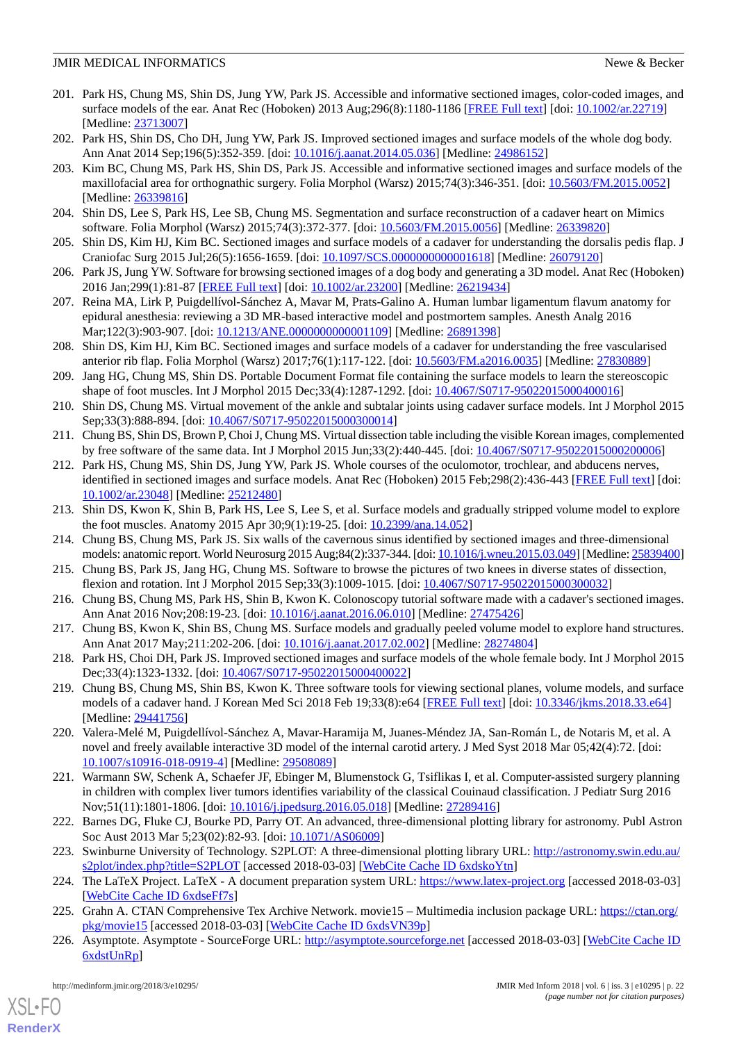201. Park HS, Chung MS, Shin DS, Jung YW, Park JS. Accessible and informative sectioned images, color-coded images, and surface models of the ear. Anat Rec (Hoboken) 2013 Aug;296(8):1180-1186 [FREE Full text] [doi: 10.1002/ar.22719] [Medline: 23713007]
202. Park HS, Shin DS, Cho DH, Jung YW, Park JS. Improved sectioned images and surface models of the whole dog body. Ann Anat 2014 Sep;196(5):352-359. [doi: 10.1016/j.aanat.2014.05.036] [Medline: 24986152]
203. Kim BC, Chung MS, Park HS, Shin DS, Park JS. Accessible and informative sectioned images and surface models of the maxillofacial area for orthognathic surgery. Folia Morphol (Warsz) 2015;74(3):346-351. [doi: 10.5603/FM.2015.0052] [Medline: 26339816]
204. Shin DS, Lee S, Park HS, Lee SB, Chung MS. Segmentation and surface reconstruction of a cadaver heart on Mimics software. Folia Morphol (Warsz) 2015;74(3):372-377. [doi: 10.5603/FM.2015.0056] [Medline: 26339820]
205. Shin DS, Kim HJ, Kim BC. Sectioned images and surface models of a cadaver for understanding the dorsalis pedis flap. J Craniofac Surg 2015 Jul;26(5):1656-1659. [doi: 10.1097/SCS.0000000000001618] [Medline: 26079120]
206. Park JS, Jung YW. Software for browsing sectioned images of a dog body and generating a 3D model. Anat Rec (Hoboken) 2016 Jan;299(1):81-87 [FREE Full text] [doi: 10.1002/ar.23200] [Medline: 26219434]
207. Reina MA, Lirk P, Puigdellívol-Sánchez A, Mavar M, Prats-Galino A. Human lumbar ligamentum flavum anatomy for epidural anesthesia: reviewing a 3D MR-based interactive model and postmortem samples. Anesth Analg 2016 Mar;122(3):903-907. [doi: 10.1213/ANE.0000000000001109] [Medline: 26891398]
208. Shin DS, Kim HJ, Kim BC. Sectioned images and surface models of a cadaver for understanding the free vascularised anterior rib flap. Folia Morphol (Warsz) 2017;76(1):117-122. [doi: 10.5603/FM.a2016.0035] [Medline: 27830889]
209. Jang HG, Chung MS, Shin DS. Portable Document Format file containing the surface models to learn the stereoscopic shape of foot muscles. Int J Morphol 2015 Dec;33(4):1287-1292. [doi: 10.4067/S0717-95022015000400016]
210. Shin DS, Chung MS. Virtual movement of the ankle and subtalar joints using cadaver surface models. Int J Morphol 2015 Sep;33(3):888-894. [doi: 10.4067/S0717-95022015000300014]
211. Chung BS, Shin DS, Brown P, Choi J, Chung MS. Virtual dissection table including the visible Korean images, complemented by free software of the same data. Int J Morphol 2015 Jun;33(2):440-445. [doi: 10.4067/S0717-95022015000200006]
212. Park HS, Chung MS, Shin DS, Jung YW, Park JS. Whole courses of the oculomotor, trochlear, and abducens nerves, identified in sectioned images and surface models. Anat Rec (Hoboken) 2015 Feb;298(2):436-443 [FREE Full text] [doi: 10.1002/ar.23048] [Medline: 25212480]
213. Shin DS, Kwon K, Shin B, Park HS, Lee S, Lee S, et al. Surface models and gradually stripped volume model to explore the foot muscles. Anatomy 2015 Apr 30;9(1):19-25. [doi: 10.2399/ana.14.052]
214. Chung BS, Chung MS, Park JS. Six walls of the cavernous sinus identified by sectioned images and three-dimensional models: anatomic report. World Neurosurg 2015 Aug;84(2):337-344. [doi: 10.1016/j.wneu.2015.03.049] [Medline: 25839400]
215. Chung BS, Park JS, Jang HG, Chung MS. Software to browse the pictures of two knees in diverse states of dissection, flexion and rotation. Int J Morphol 2015 Sep;33(3):1009-1015. [doi: 10.4067/S0717-95022015000300032]
216. Chung BS, Chung MS, Park HS, Shin B, Kwon K. Colonoscopy tutorial software made with a cadaver's sectioned images. Ann Anat 2016 Nov;208:19-23. [doi: 10.1016/j.aanat.2016.06.010] [Medline: 27475426]
217. Chung BS, Kwon K, Shin BS, Chung MS. Surface models and gradually peeled volume model to explore hand structures. Ann Anat 2017 May;211:202-206. [doi: 10.1016/j.aanat.2017.02.002] [Medline: 28274804]
218. Park HS, Choi DH, Park JS. Improved sectioned images and surface models of the whole female body. Int J Morphol 2015 Dec;33(4):1323-1332. [doi: 10.4067/S0717-95022015000400022]
219. Chung BS, Chung MS, Shin BS, Kwon K. Three software tools for viewing sectional planes, volume models, and surface models of a cadaver hand. J Korean Med Sci 2018 Feb 19;33(8):e64 [FREE Full text] [doi: 10.3346/jkms.2018.33.e64] [Medline: 29441756]
220. Valera-Melé M, Puigdellívol-Sánchez A, Mavar-Haramija M, Juanes-Méndez JA, San-Román L, de Notaris M, et al. A novel and freely available interactive 3D model of the internal carotid artery. J Med Syst 2018 Mar 05;42(4):72. [doi: 10.1007/s10916-018-0919-4] [Medline: 29508089]
221. Warmann SW, Schenk A, Schaefer JF, Ebinger M, Blumenstock G, Tsiflikas I, et al. Computer-assisted surgery planning in children with complex liver tumors identifies variability of the classical Couinaud classification. J Pediatr Surg 2016 Nov;51(11):1801-1806. [doi: 10.1016/j.jpedsurg.2016.05.018] [Medline: 27289416]
222. Barnes DG, Fluke CJ, Bourke PD, Parry OT. An advanced, three-dimensional plotting library for astronomy. Publ Astron Soc Aust 2013 Mar 5;23(02):82-93. [doi: 10.1071/AS06009]
223. Swinburne University of Technology. S2PLOT: A three-dimensional plotting library URL: http://astronomy.swin.edu.au/s2plot/index.php?title=S2PLOT [accessed 2018-03-03] [WebCite Cache ID 6xdskoYtn]
224. The LaTeX Project. LaTeX - A document preparation system URL: https://www.latex-project.org [accessed 2018-03-03] [WebCite Cache ID 6xdseFf7s]
225. Grahn A. CTAN Comprehensive Tex Archive Network. movie15 – Multimedia inclusion package URL: https://ctan.org/pkg/movie15 [accessed 2018-03-03] [WebCite Cache ID 6xdsVN39p]
226. Asymptote. Asymptote - SourceForge URL: http://asymptote.sourceforge.net [accessed 2018-03-03] [WebCite Cache ID 6xdstUnRp]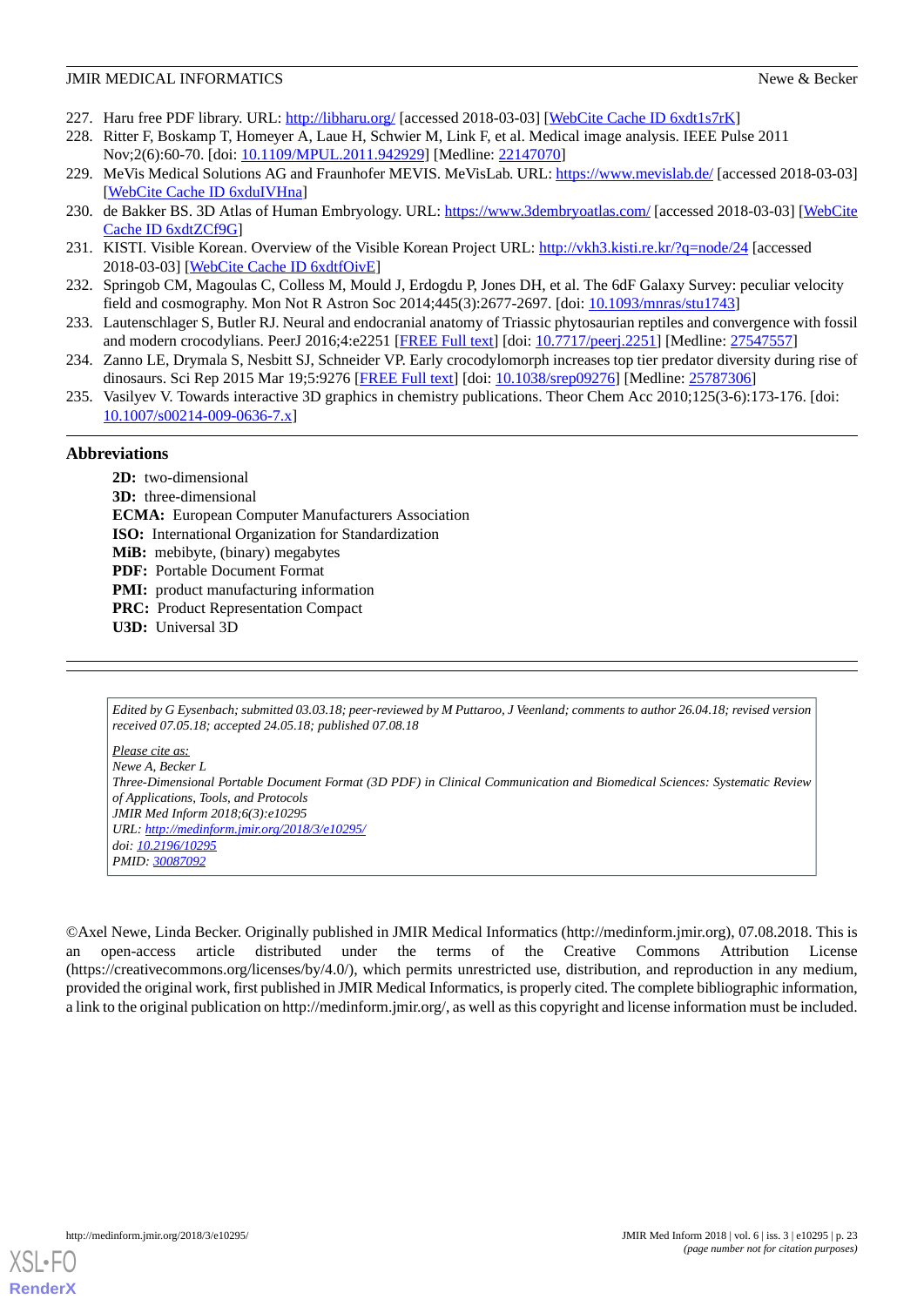227. Haru free PDF library. URL: http://libharu.org/ [accessed 2018-03-03] [WebCite Cache ID 6xdt1s7rK]
228. Ritter F, Boskamp T, Homeyer A, Laue H, Schwier M, Link F, et al. Medical image analysis. IEEE Pulse 2011 Nov;2(6):60-70. [doi: 10.1109/MPUL.2011.942929] [Medline: 22147070]
229. MeVis Medical Solutions AG and Fraunhofer MEVIS. MeVisLab. URL: https://www.mevislab.de/ [accessed 2018-03-03] [WebCite Cache ID 6xduIVHna]
230. de Bakker BS. 3D Atlas of Human Embryology. URL: https://www.3dembryoatlas.com/ [accessed 2018-03-03] [WebCite Cache ID 6xdtZCf9G]
231. KISTI. Visible Korean. Overview of the Visible Korean Project URL: http://vkh3.kisti.re.kr/?q=node/24 [accessed 2018-03-03] [WebCite Cache ID 6xdtfOivE]
232. Springob CM, Magoulas C, Colless M, Mould J, Erdogdu P, Jones DH, et al. The 6dF Galaxy Survey: peculiar velocity field and cosmography. Mon Not R Astron Soc 2014;445(3):2677-2697. [doi: 10.1093/mnras/stu1743]
233. Lautenschlager S, Butler RJ. Neural and endocranial anatomy of Triassic phytosaurian reptiles and convergence with fossil and modern crocodylians. PeerJ 2016;4:e2251 [FREE Full text] [doi: 10.7717/peerj.2251] [Medline: 27547557]
234. Zanno LE, Drymala S, Nesbitt SJ, Schneider VP. Early crocodylomorph increases top tier predator diversity during rise of dinosaurs. Sci Rep 2015 Mar 19;5:9276 [FREE Full text] [doi: 10.1038/srep09276] [Medline: 25787306]
235. Vasilyev V. Towards interactive 3D graphics in chemistry publications. Theor Chem Acc 2010;125(3-6):173-176. [doi: 10.1007/s00214-009-0636-7.x]

## Abbreviations

**2D:** two-dimensional
**3D:** three-dimensional
**ECMA:** European Computer Manufacturers Association
**ISO:** International Organization for Standardization
**MiB:** mebibyte, (binary) megabytes
**PDF:** Portable Document Format
**PMI:** product manufacturing information
**PRC:** Product Representation Compact
**U3D:** Universal 3D

---

*Edited by G Eysenbach; submitted 03.03.18; peer-reviewed by M Puttaroo, J Veenland; comments to author 26.04.18; revised version received 07.05.18; accepted 24.05.18; published 07.08.18*

*Please cite as:*
*Newe A, Becker L*
*Three-Dimensional Portable Document Format (3D PDF) in Clinical Communication and Biomedical Sciences: Systematic Review of Applications, Tools, and Protocols*
*JMIR Med Inform 2018;6(3):e10295*
*URL: http://medinform.jmir.org/2018/3/e10295/*
*doi: 10.2196/10295*
*PMID: 30087092*

©Axel Newe, Linda Becker. Originally published in JMIR Medical Informatics (http://medinform.jmir.org), 07.08.2018. This is an open-access article distributed under the terms of the Creative Commons Attribution License (https://creativecommons.org/licenses/by/4.0/), which permits unrestricted use, distribution, and reproduction in any medium, provided the original work, first published in JMIR Medical Informatics, is properly cited. The complete bibliographic information, a link to the original publication on http://medinform.jmir.org/, as well as this copyright and license information must be included.